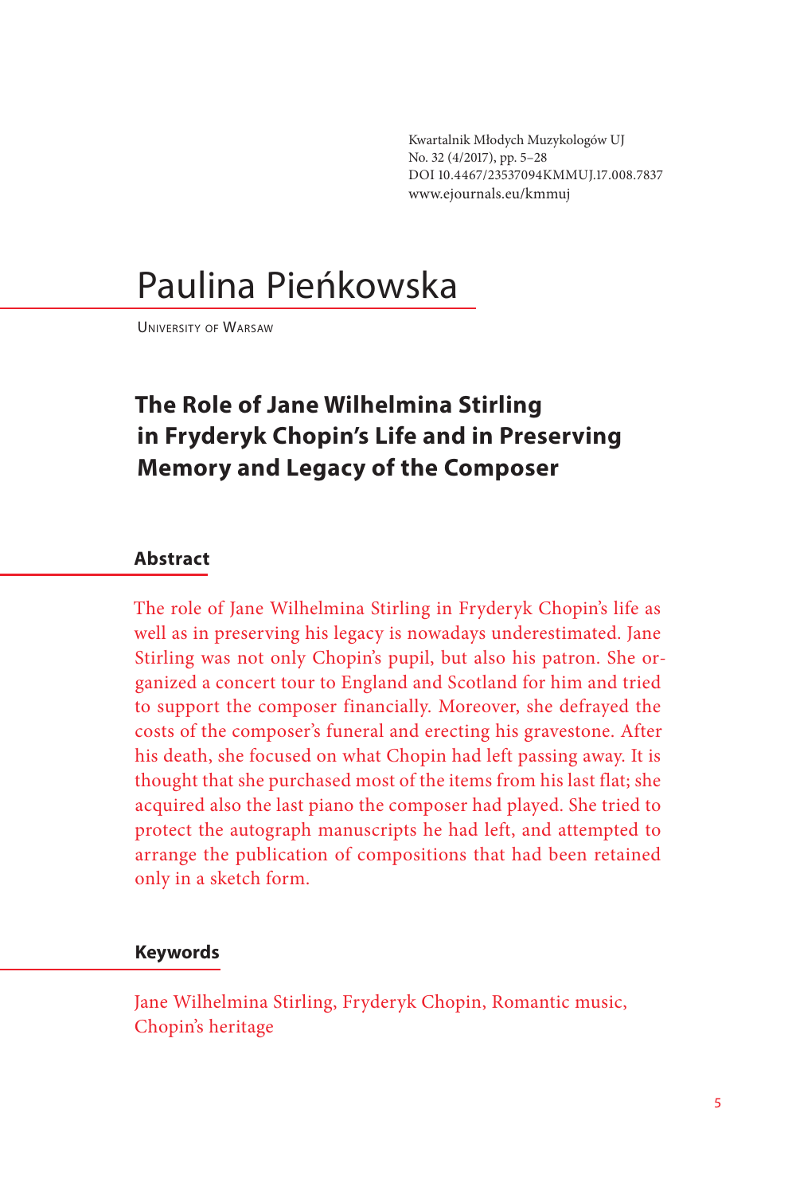Kwartalnik Młodych Muzykologów UJ
No. 32 (4/2017), pp. 5–28
DOI 10.4467/23537094KMMUJ.17.008.7837
www.ejournals.eu/kmmuj

# Paulina Pieńkowska

University of Warsaw

## The Role of Jane Wilhelmina Stirling in Fryderyk Chopin's Life and in Preserving Memory and Legacy of the Composer

### Abstract

The role of Jane Wilhelmina Stirling in Fryderyk Chopin's life as well as in preserving his legacy is nowadays underestimated. Jane Stirling was not only Chopin's pupil, but also his patron. She organized a concert tour to England and Scotland for him and tried to support the composer financially. Moreover, she defrayed the costs of the composer's funeral and erecting his gravestone. After his death, she focused on what Chopin had left passing away. It is thought that she purchased most of the items from his last flat; she acquired also the last piano the composer had played. She tried to protect the autograph manuscripts he had left, and attempted to arrange the publication of compositions that had been retained only in a sketch form.

### Keywords

Jane Wilhelmina Stirling, Fryderyk Chopin, Romantic music, Chopin's heritage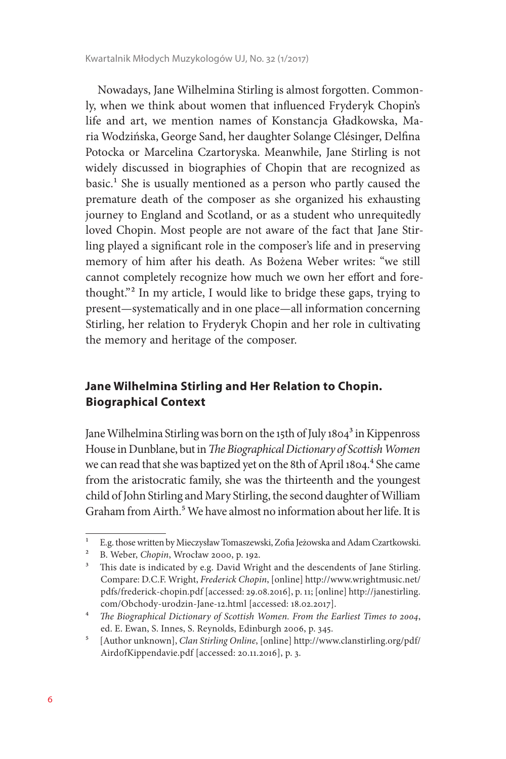Nowadays, Jane Wilhelmina Stirling is almost forgotten. Commonly, when we think about women that influenced Fryderyk Chopin's life and art, we mention names of Konstancja Gładkowska, Maria Wodzińska, George Sand, her daughter Solange Clésinger, Delfina Potocka or Marcelina Czartoryska. Meanwhile, Jane Stirling is not widely discussed in biographies of Chopin that are recognized as basic.[1] She is usually mentioned as a person who partly caused the premature death of the composer as she organized his exhausting journey to England and Scotland, or as a student who unrequitedly loved Chopin. Most people are not aware of the fact that Jane Stirling played a significant role in the composer's life and in preserving memory of him after his death. As Bożena Weber writes: "we still cannot completely recognize how much we own her effort and forethought."[2] In my article, I would like to bridge these gaps, trying to present—systematically and in one place—all information concerning Stirling, her relation to Fryderyk Chopin and her role in cultivating the memory and heritage of the composer.

## Jane Wilhelmina Stirling and Her Relation to Chopin. Biographical Context

Jane Wilhelmina Stirling was born on the 15th of July 1804[3] in Kippenross House in Dunblane, but in *The Biographical Dictionary of Scottish Women* we can read that she was baptized yet on the 8th of April 1804.[4] She came from the aristocratic family, she was the thirteenth and the youngest child of John Stirling and Mary Stirling, the second daughter of William Graham from Airth.[5] We have almost no information about her life. It is

---

[1] E.g. those written by Mieczysław Tomaszewski, Zofia Jeżowska and Adam Czartkowski.

[2] B. Weber, *Chopin*, Wrocław 2000, p. 192.

[3] This date is indicated by e.g. David Wright and the descendents of Jane Stirling. Compare: D.C.F. Wright, *Frederick Chopin*, [online] http://www.wrightmusic.net/pdfs/frederick-chopin.pdf [accessed: 29.08.2016], p. 11; [online] http://janestirling.com/Obchody-urodzin-Jane-12.html [accessed: 18.02.2017].

[4] *The Biographical Dictionary of Scottish Women. From the Earliest Times to 2004*, ed. E. Ewan, S. Innes, S. Reynolds, Edinburgh 2006, p. 345.

[5] [Author unknown], *Clan Stirling Online*, [online] http://www.clanstirling.org/pdf/AirdofKippendavie.pdf [accessed: 20.11.2016], p. 3.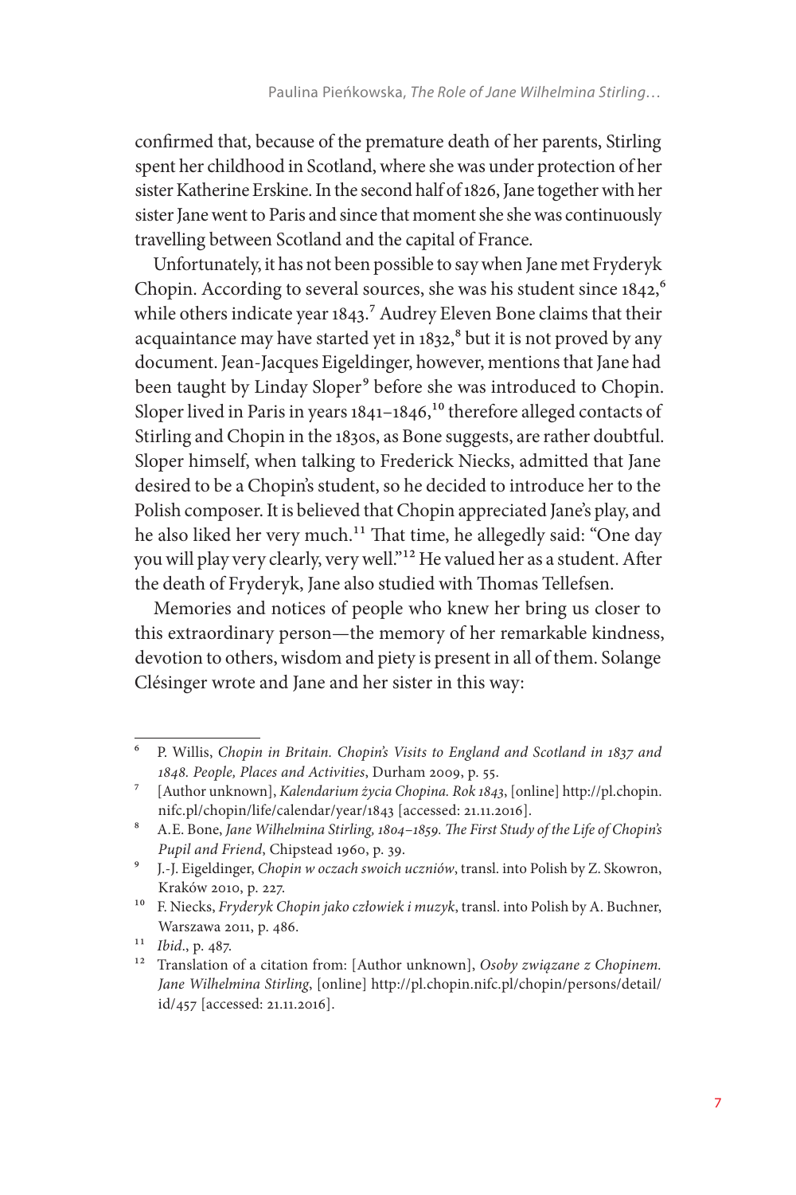confirmed that, because of the premature death of her parents, Stirling spent her childhood in Scotland, where she was under protection of her sister Katherine Erskine. In the second half of 1826, Jane together with her sister Jane went to Paris and since that moment she she was continuously travelling between Scotland and the capital of France.

Unfortunately, it has not been possible to say when Jane met Fryderyk Chopin. According to several sources, she was his student since 1842,[6] while others indicate year 1843.[7] Audrey Eleven Bone claims that their acquaintance may have started yet in 1832,[8] but it is not proved by any document. Jean-Jacques Eigeldinger, however, mentions that Jane had been taught by Linday Sloper[9] before she was introduced to Chopin. Sloper lived in Paris in years 1841–1846,[10] therefore alleged contacts of Stirling and Chopin in the 1830s, as Bone suggests, are rather doubtful. Sloper himself, when talking to Frederick Niecks, admitted that Jane desired to be a Chopin's student, so he decided to introduce her to the Polish composer. It is believed that Chopin appreciated Jane's play, and he also liked her very much.[11] That time, he allegedly said: "One day you will play very clearly, very well."[12] He valued her as a student. After the death of Fryderyk, Jane also studied with Thomas Tellefsen.

Memories and notices of people who knew her bring us closer to this extraordinary person—the memory of her remarkable kindness, devotion to others, wisdom and piety is present in all of them. Solange Clésinger wrote and Jane and her sister in this way:

---

[6] P. Willis, *Chopin in Britain. Chopin's Visits to England and Scotland in 1837 and 1848. People, Places and Activities*, Durham 2009, p. 55.

[7] [Author unknown], *Kalendarium życia Chopina. Rok 1843*, [online] http://pl.chopin.nifc.pl/chopin/life/calendar/year/1843 [accessed: 21.11.2016].

[8] A.E. Bone, *Jane Wilhelmina Stirling, 1804–1859. The First Study of the Life of Chopin's Pupil and Friend*, Chipstead 1960, p. 39.

[9] J.-J. Eigeldinger, *Chopin w oczach swoich uczniów*, transl. into Polish by Z. Skowron, Kraków 2010, p. 227.

[10] F. Niecks, *Fryderyk Chopin jako człowiek i muzyk*, transl. into Polish by A. Buchner, Warszawa 2011, p. 486.

[11] *Ibid*., p. 487.

[12] Translation of a citation from: [Author unknown], *Osoby związane z Chopinem. Jane Wilhelmina Stirling*, [online] http://pl.chopin.nifc.pl/chopin/persons/detail/id/457 [accessed: 21.11.2016].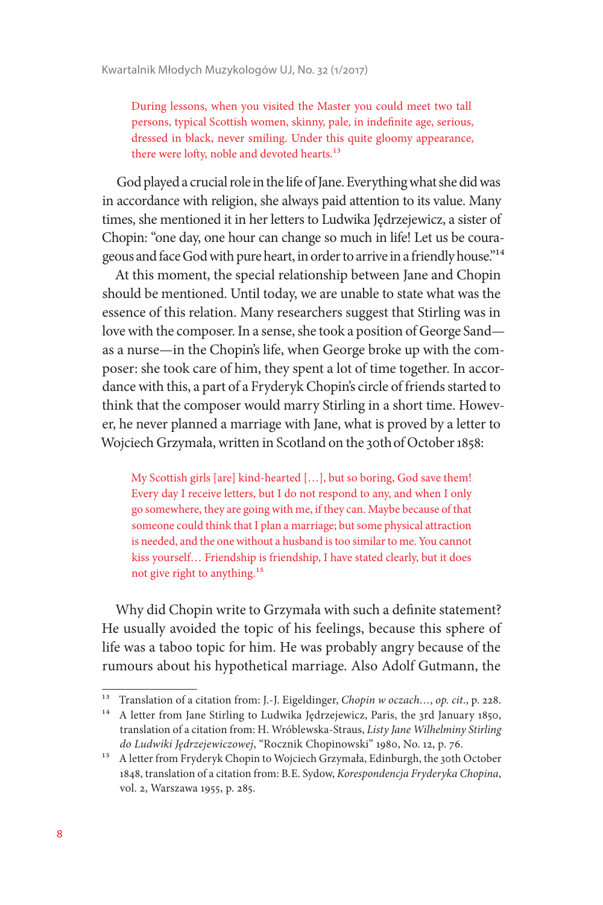> During lessons, when you visited the Master you could meet two tall persons, typical Scottish women, skinny, pale, in indefinite age, serious, dressed in black, never smiling. Under this quite gloomy appearance, there were lofty, noble and devoted hearts.[13]

God played a crucial role in the life of Jane. Everything what she did was in accordance with religion, she always paid attention to its value. Many times, she mentioned it in her letters to Ludwika Jędrzejewicz, a sister of Chopin: "one day, one hour can change so much in life! Let us be courageous and face God with pure heart, in order to arrive in a friendly house."[14]

At this moment, the special relationship between Jane and Chopin should be mentioned. Until today, we are unable to state what was the essence of this relation. Many researchers suggest that Stirling was in love with the composer. In a sense, she took a position of George Sand—as a nurse—in the Chopin's life, when George broke up with the composer: she took care of him, they spent a lot of time together. In accordance with this, a part of a Fryderyk Chopin's circle of friends started to think that the composer would marry Stirling in a short time. However, he never planned a marriage with Jane, what is proved by a letter to Wojciech Grzymała, written in Scotland on the 30th of October 1858:

> My Scottish girls [are] kind-hearted […], but so boring, God save them! Every day I receive letters, but I do not respond to any, and when I only go somewhere, they are going with me, if they can. Maybe because of that someone could think that I plan a marriage; but some physical attraction is needed, and the one without a husband is too similar to me. You cannot kiss yourself… Friendship is friendship, I have stated clearly, but it does not give right to anything.[15]

Why did Chopin write to Grzymała with such a definite statement? He usually avoided the topic of his feelings, because this sphere of life was a taboo topic for him. He was probably angry because of the rumours about his hypothetical marriage. Also Adolf Gutmann, the

---

[13] Translation of a citation from: J.-J. Eigeldinger, *Chopin w oczach…*, *op. cit.*, p. 228.

[14] A letter from Jane Stirling to Ludwika Jędrzejewicz, Paris, the 3rd January 1850, translation of a citation from: H. Wróblewska-Straus, *Listy Jane Wilhelminy Stirling do Ludwiki Jędrzejewiczowej*, "Rocznik Chopinowski" 1980, No. 12, p. 76.

[15] A letter from Fryderyk Chopin to Wojciech Grzymała, Edinburgh, the 30th October 1848, translation of a citation from: B.E. Sydow, *Korespondencja Fryderyka Chopina*, vol. 2, Warszawa 1955, p. 285.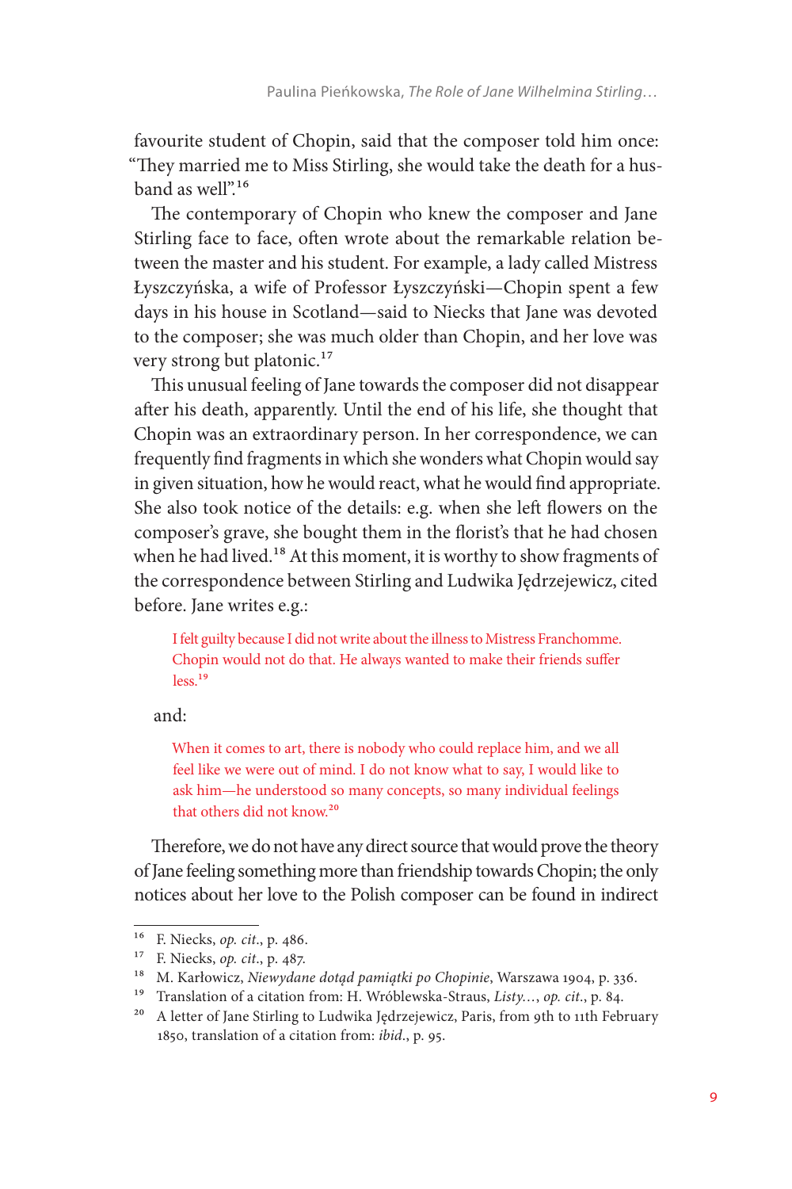favourite student of Chopin, said that the composer told him once: "They married me to Miss Stirling, she would take the death for a husband as well".[16]

The contemporary of Chopin who knew the composer and Jane Stirling face to face, often wrote about the remarkable relation between the master and his student. For example, a lady called Mistress Łyszczyńska, a wife of Professor Łyszczyński—Chopin spent a few days in his house in Scotland—said to Niecks that Jane was devoted to the composer; she was much older than Chopin, and her love was very strong but platonic.[17]

This unusual feeling of Jane towards the composer did not disappear after his death, apparently. Until the end of his life, she thought that Chopin was an extraordinary person. In her correspondence, we can frequently find fragments in which she wonders what Chopin would say in given situation, how he would react, what he would find appropriate. She also took notice of the details: e.g. when she left flowers on the composer's grave, she bought them in the florist's that he had chosen when he had lived.[18] At this moment, it is worthy to show fragments of the correspondence between Stirling and Ludwika Jędrzejewicz, cited before. Jane writes e.g.:

> I felt guilty because I did not write about the illness to Mistress Franchomme. Chopin would not do that. He always wanted to make their friends suffer less.[19]

and:

> When it comes to art, there is nobody who could replace him, and we all feel like we were out of mind. I do not know what to say, I would like to ask him—he understood so many concepts, so many individual feelings that others did not know.[20]

Therefore, we do not have any direct source that would prove the theory of Jane feeling something more than friendship towards Chopin; the only notices about her love to the Polish composer can be found in indirect

---

[16] F. Niecks, *op. cit.*, p. 486.

[17] F. Niecks, *op. cit.*, p. 487.

[18] M. Karłowicz, *Niewydane dotąd pamiątki po Chopinie*, Warszawa 1904, p. 336.

[19] Translation of a citation from: H. Wróblewska-Straus, *Listy…*, *op. cit.*, p. 84.

[20] A letter of Jane Stirling to Ludwika Jędrzejewicz, Paris, from 9th to 11th February 1850, translation of a citation from: *ibid.*, p. 95.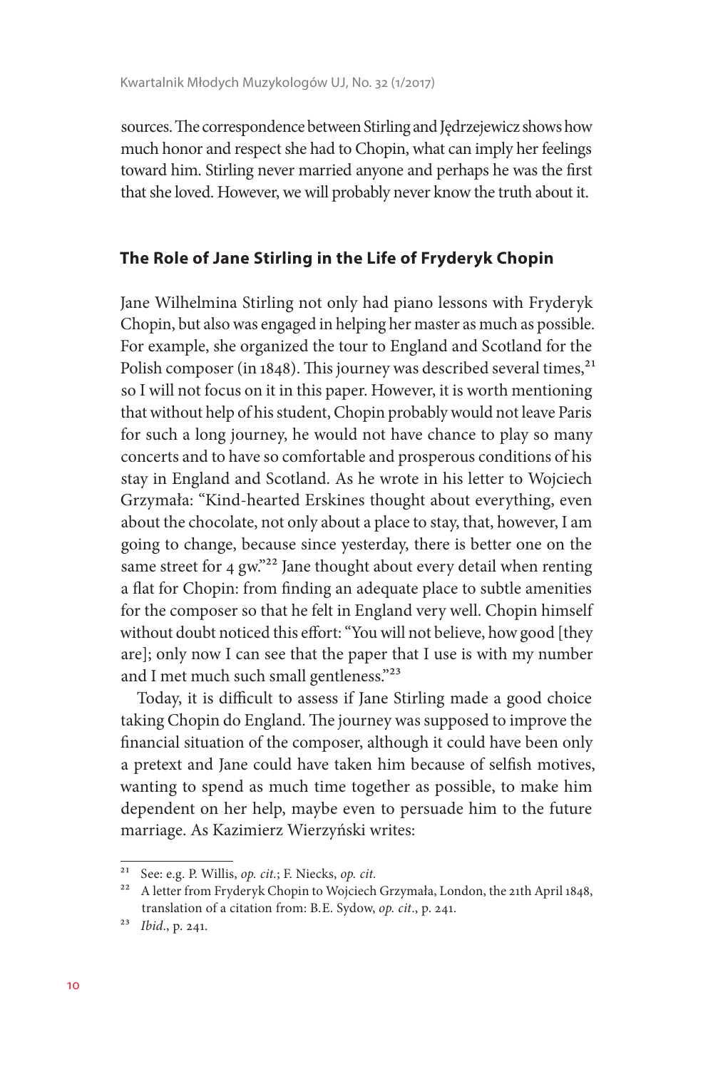sources. The correspondence between Stirling and Jędrzejewicz shows how much honor and respect she had to Chopin, what can imply her feelings toward him. Stirling never married anyone and perhaps he was the first that she loved. However, we will probably never know the truth about it.

## The Role of Jane Stirling in the Life of Fryderyk Chopin

Jane Wilhelmina Stirling not only had piano lessons with Fryderyk Chopin, but also was engaged in helping her master as much as possible. For example, she organized the tour to England and Scotland for the Polish composer (in 1848). This journey was described several times,[21] so I will not focus on it in this paper. However, it is worth mentioning that without help of his student, Chopin probably would not leave Paris for such a long journey, he would not have chance to play so many concerts and to have so comfortable and prosperous conditions of his stay in England and Scotland. As he wrote in his letter to Wojciech Grzymała: "Kind-hearted Erskines thought about everything, even about the chocolate, not only about a place to stay, that, however, I am going to change, because since yesterday, there is better one on the same street for 4 gw."[22] Jane thought about every detail when renting a flat for Chopin: from finding an adequate place to subtle amenities for the composer so that he felt in England very well. Chopin himself without doubt noticed this effort: "You will not believe, how good [they are]; only now I can see that the paper that I use is with my number and I met much such small gentleness."[23]

Today, it is difficult to assess if Jane Stirling made a good choice taking Chopin do England. The journey was supposed to improve the financial situation of the composer, although it could have been only a pretext and Jane could have taken him because of selfish motives, wanting to spend as much time together as possible, to make him dependent on her help, maybe even to persuade him to the future marriage. As Kazimierz Wierzyński writes:

---

[21] See: e.g. P. Willis, *op. cit.*; F. Niecks, *op. cit.*

[22] A letter from Fryderyk Chopin to Wojciech Grzymała, London, the 21th April 1848, translation of a citation from: B.E. Sydow, *op. cit.*, p. 241.

[23] *Ibid.*, p. 241.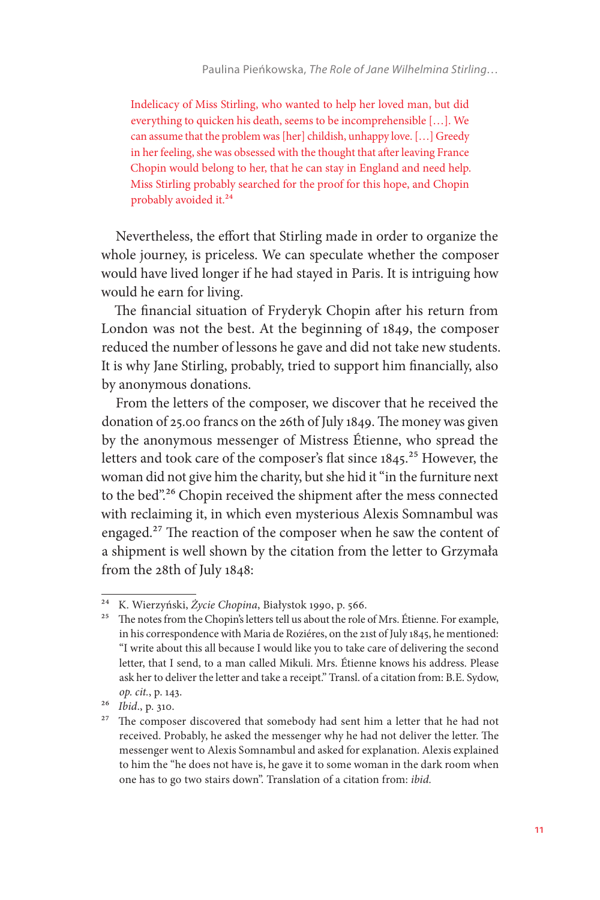> Indelicacy of Miss Stirling, who wanted to help her loved man, but did everything to quicken his death, seems to be incomprehensible […]. We can assume that the problem was [her] childish, unhappy love. […] Greedy in her feeling, she was obsessed with the thought that after leaving France Chopin would belong to her, that he can stay in England and need help. Miss Stirling probably searched for the proof for this hope, and Chopin probably avoided it.[24]

Nevertheless, the effort that Stirling made in order to organize the whole journey, is priceless. We can speculate whether the composer would have lived longer if he had stayed in Paris. It is intriguing how would he earn for living.

The financial situation of Fryderyk Chopin after his return from London was not the best. At the beginning of 1849, the composer reduced the number of lessons he gave and did not take new students. It is why Jane Stirling, probably, tried to support him financially, also by anonymous donations.

From the letters of the composer, we discover that he received the donation of 25.00 francs on the 26th of July 1849. The money was given by the anonymous messenger of Mistress Étienne, who spread the letters and took care of the composer's flat since 1845.[25] However, the woman did not give him the charity, but she hid it "in the furniture next to the bed".[26] Chopin received the shipment after the mess connected with reclaiming it, in which even mysterious Alexis Somnambul was engaged.[27] The reaction of the composer when he saw the content of a shipment is well shown by the citation from the letter to Grzymała from the 28th of July 1848:

---

[24] K. Wierzyński, *Życie Chopina*, Białystok 1990, p. 566.

[25] The notes from the Chopin's letters tell us about the role of Mrs. Étienne. For example, in his correspondence with Maria de Roziéres, on the 21st of July 1845, he mentioned: "I write about this all because I would like you to take care of delivering the second letter, that I send, to a man called Mikuli. Mrs. Étienne knows his address. Please ask her to deliver the letter and take a receipt." Transl. of a citation from: B.E. Sydow, *op. cit.*, p. 143.

[26] *Ibid.*, p. 310.

[27] The composer discovered that somebody had sent him a letter that he had not received. Probably, he asked the messenger why he had not deliver the letter. The messenger went to Alexis Somnambul and asked for explanation. Alexis explained to him the "he does not have is, he gave it to some woman in the dark room when one has to go two stairs down". Translation of a citation from: *ibid.*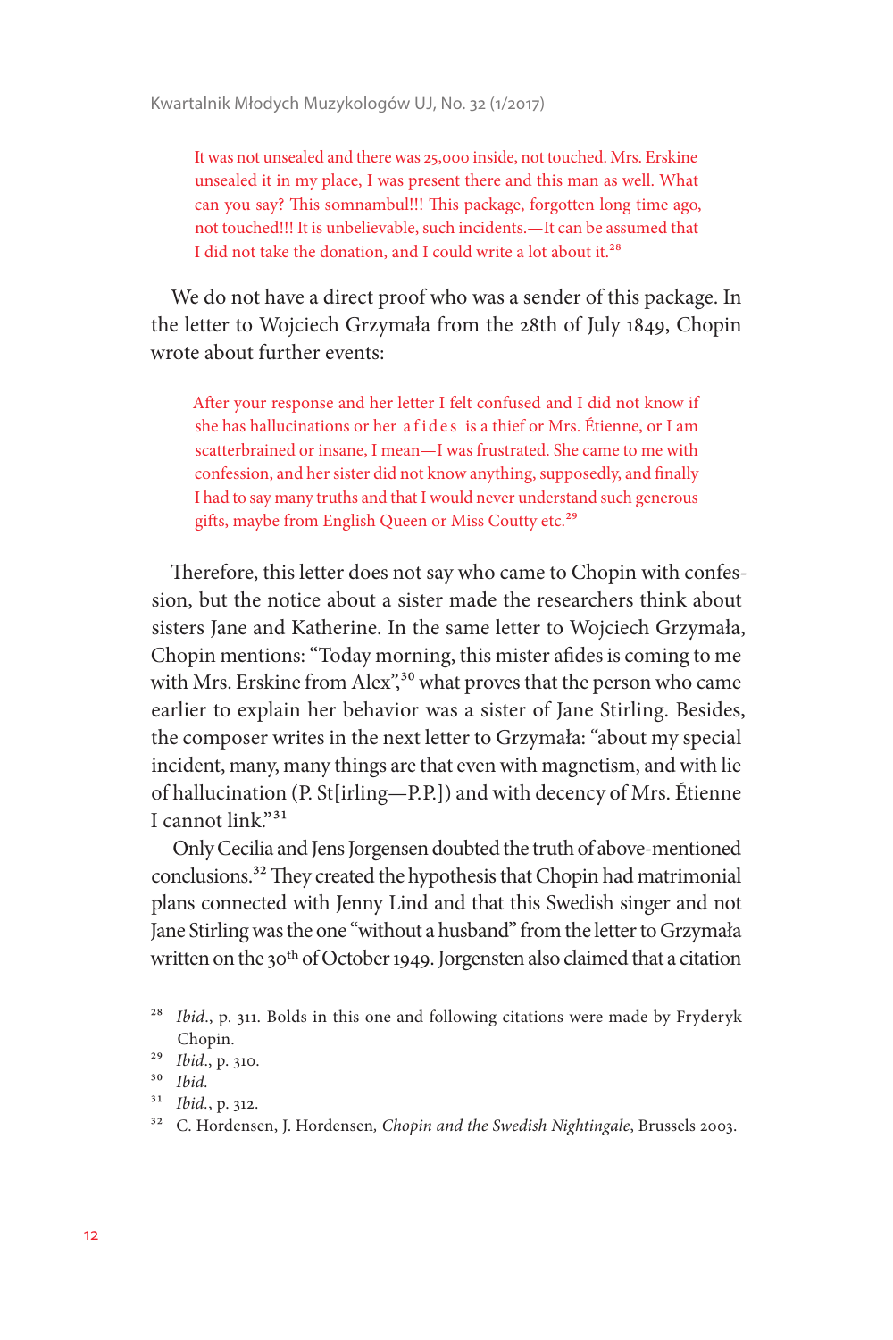> It was not unsealed and there was 25,000 inside, not touched. Mrs. Erskine unsealed it in my place, I was present there and this man as well. What can you say? This somnambul!!! This package, forgotten long time ago, not touched!!! It is unbelievable, such incidents.—It can be assumed that I did not take the donation, and I could write a lot about it.[28]

We do not have a direct proof who was a sender of this package. In the letter to Wojciech Grzymała from the 28th of July 1849, Chopin wrote about further events:

> After your response and her letter I felt confused and I did not know if she has hallucinations or her a f i d e s is a thief or Mrs. Étienne, or I am scatterbrained or insane, I mean—I was frustrated. She came to me with confession, and her sister did not know anything, supposedly, and finally I had to say many truths and that I would never understand such generous gifts, maybe from English Queen or Miss Coutty etc.[29]

Therefore, this letter does not say who came to Chopin with confession, but the notice about a sister made the researchers think about sisters Jane and Katherine. In the same letter to Wojciech Grzymała, Chopin mentions: "Today morning, this mister afides is coming to me with Mrs. Erskine from Alex",[30] what proves that the person who came earlier to explain her behavior was a sister of Jane Stirling. Besides, the composer writes in the next letter to Grzymała: "about my special incident, many, many things are that even with magnetism, and with lie of hallucination (P. St[irling—P.P.]) and with decency of Mrs. Étienne I cannot link."[31]

Only Cecilia and Jens Jorgensen doubted the truth of above-mentioned conclusions.[32] They created the hypothesis that Chopin had matrimonial plans connected with Jenny Lind and that this Swedish singer and not Jane Stirling was the one "without a husband" from the letter to Grzymała written on the 30th of October 1949. Jorgensten also claimed that a citation

---

[28] *Ibid.*, p. 311. Bolds in this one and following citations were made by Fryderyk Chopin.

[29] *Ibid.*, p. 310.

[30] *Ibid.*

[31] *Ibid.*, p. 312.

[32] C. Hordensen, J. Hordensen, *Chopin and the Swedish Nightingale*, Brussels 2003.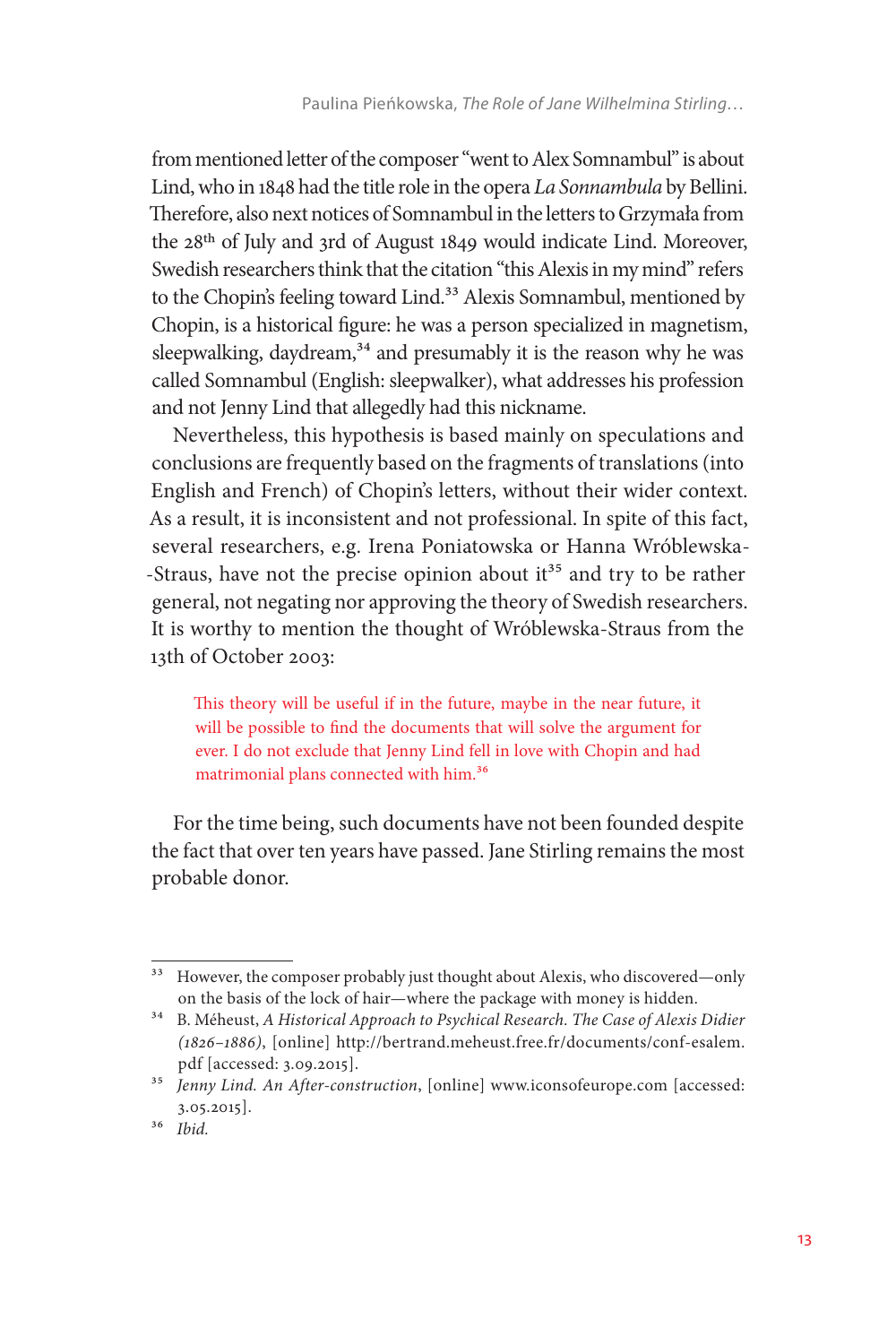from mentioned letter of the composer "went to Alex Somnambul" is about Lind, who in 1848 had the title role in the opera *La Sonnambula* by Bellini. Therefore, also next notices of Somnambul in the letters to Grzymała from the 28th of July and 3rd of August 1849 would indicate Lind. Moreover, Swedish researchers think that the citation "this Alexis in my mind" refers to the Chopin's feeling toward Lind.[33] Alexis Somnambul, mentioned by Chopin, is a historical figure: he was a person specialized in magnetism, sleepwalking, daydream,[34] and presumably it is the reason why he was called Somnambul (English: sleepwalker), what addresses his profession and not Jenny Lind that allegedly had this nickname.

Nevertheless, this hypothesis is based mainly on speculations and conclusions are frequently based on the fragments of translations (into English and French) of Chopin's letters, without their wider context. As a result, it is inconsistent and not professional. In spite of this fact, several researchers, e.g. Irena Poniatowska or Hanna Wróblewska--Straus, have not the precise opinion about it[35] and try to be rather general, not negating nor approving the theory of Swedish researchers. It is worthy to mention the thought of Wróblewska-Straus from the 13th of October 2003:

> This theory will be useful if in the future, maybe in the near future, it will be possible to find the documents that will solve the argument for ever. I do not exclude that Jenny Lind fell in love with Chopin and had matrimonial plans connected with him.[36]

For the time being, such documents have not been founded despite the fact that over ten years have passed. Jane Stirling remains the most probable donor.

---

[33] However, the composer probably just thought about Alexis, who discovered—only on the basis of the lock of hair—where the package with money is hidden.

[34] B. Méheust, *A Historical Approach to Psychical Research. The Case of Alexis Didier (1826–1886)*, [online] http://bertrand.meheust.free.fr/documents/conf-esalem.pdf [accessed: 3.09.2015].

[35] *Jenny Lind. An After-construction*, [online] www.iconsofeurope.com [accessed: 3.05.2015].

[36] *Ibid.*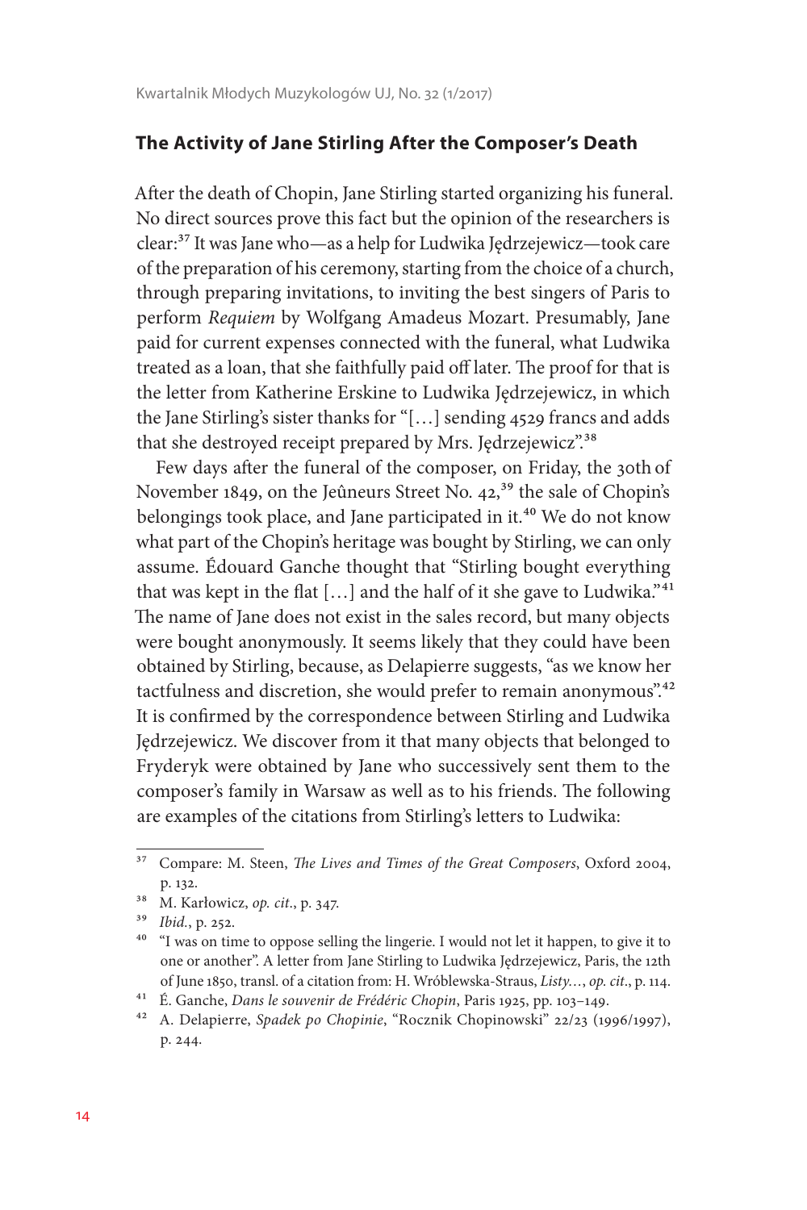## The Activity of Jane Stirling After the Composer's Death

After the death of Chopin, Jane Stirling started organizing his funeral. No direct sources prove this fact but the opinion of the researchers is clear:[37] It was Jane who—as a help for Ludwika Jędrzejewicz—took care of the preparation of his ceremony, starting from the choice of a church, through preparing invitations, to inviting the best singers of Paris to perform *Requiem* by Wolfgang Amadeus Mozart. Presumably, Jane paid for current expenses connected with the funeral, what Ludwika treated as a loan, that she faithfully paid off later. The proof for that is the letter from Katherine Erskine to Ludwika Jędrzejewicz, in which the Jane Stirling's sister thanks for "[…] sending 4529 francs and adds that she destroyed receipt prepared by Mrs. Jędrzejewicz".[38]

Few days after the funeral of the composer, on Friday, the 30th of November 1849, on the Jeûneurs Street No. 42,[39] the sale of Chopin's belongings took place, and Jane participated in it.[40] We do not know what part of the Chopin's heritage was bought by Stirling, we can only assume. Édouard Ganche thought that "Stirling bought everything that was kept in the flat […] and the half of it she gave to Ludwika."[41] The name of Jane does not exist in the sales record, but many objects were bought anonymously. It seems likely that they could have been obtained by Stirling, because, as Delapierre suggests, "as we know her tactfulness and discretion, she would prefer to remain anonymous".[42] It is confirmed by the correspondence between Stirling and Ludwika Jędrzejewicz. We discover from it that many objects that belonged to Fryderyk were obtained by Jane who successively sent them to the composer's family in Warsaw as well as to his friends. The following are examples of the citations from Stirling's letters to Ludwika:

---

[37] Compare: M. Steen, *The Lives and Times of the Great Composers*, Oxford 2004, p. 132.

[38] M. Karłowicz, *op. cit.*, p. 347.

[39] *Ibid.*, p. 252.

[40] "I was on time to oppose selling the lingerie. I would not let it happen, to give it to one or another". A letter from Jane Stirling to Ludwika Jędrzejewicz, Paris, the 12th of June 1850, transl. of a citation from: H. Wróblewska-Straus, *Listy…*, *op. cit.*, p. 114.

[41] É. Ganche, *Dans le souvenir de Frédéric Chopin*, Paris 1925, pp. 103–149.

[42] A. Delapierre, *Spadek po Chopinie*, "Rocznik Chopinowski" 22/23 (1996/1997), p. 244.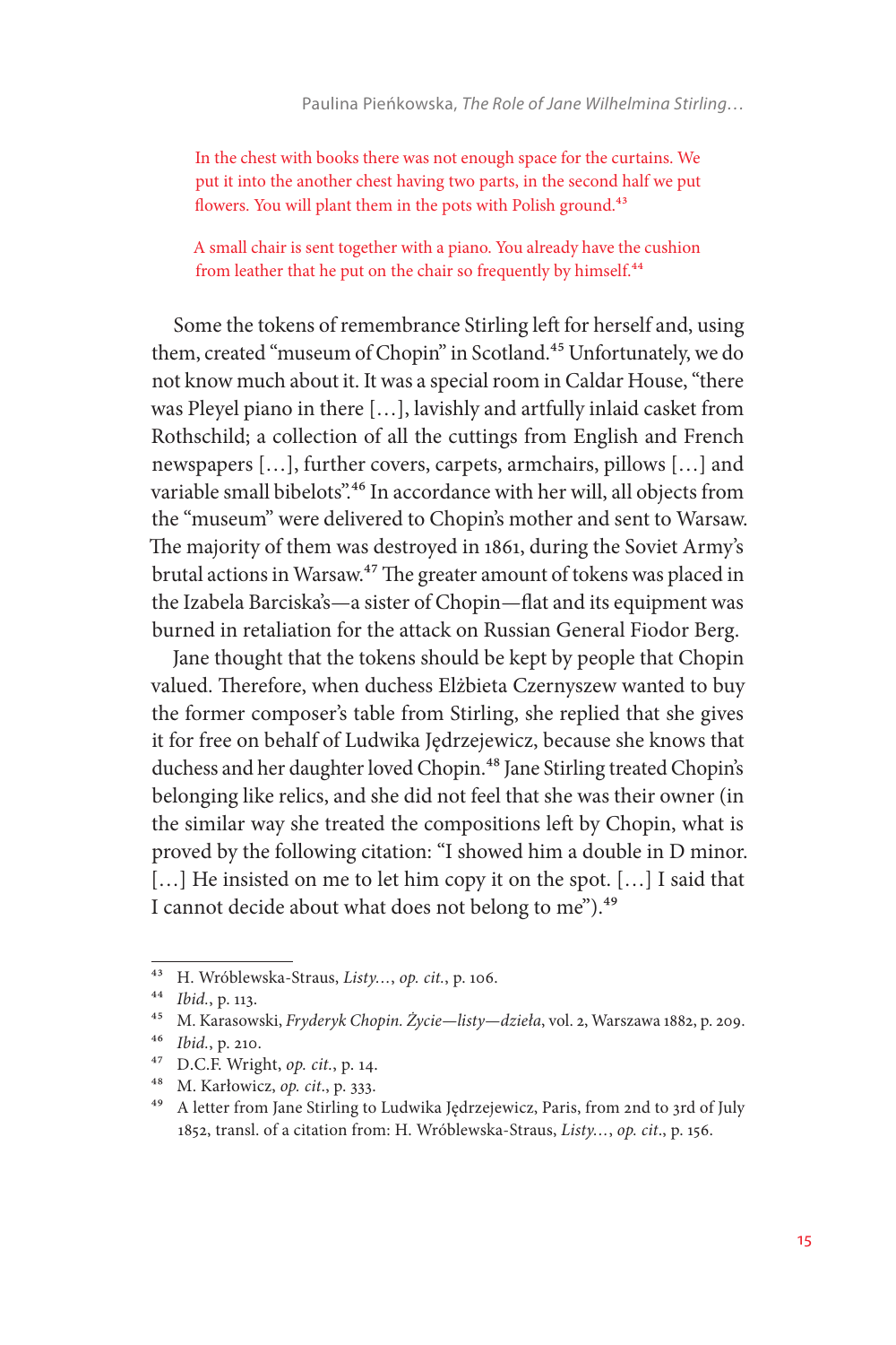> In the chest with books there was not enough space for the curtains. We put it into the another chest having two parts, in the second half we put flowers. You will plant them in the pots with Polish ground.[43]

> A small chair is sent together with a piano. You already have the cushion from leather that he put on the chair so frequently by himself.[44]

Some the tokens of remembrance Stirling left for herself and, using them, created "museum of Chopin" in Scotland.[45] Unfortunately, we do not know much about it. It was a special room in Caldar House, "there was Pleyel piano in there […], lavishly and artfully inlaid casket from Rothschild; a collection of all the cuttings from English and French newspapers […], further covers, carpets, armchairs, pillows […] and variable small bibelots".[46] In accordance with her will, all objects from the "museum" were delivered to Chopin's mother and sent to Warsaw. The majority of them was destroyed in 1861, during the Soviet Army's brutal actions in Warsaw.[47] The greater amount of tokens was placed in the Izabela Barciska's—a sister of Chopin—flat and its equipment was burned in retaliation for the attack on Russian General Fiodor Berg.

Jane thought that the tokens should be kept by people that Chopin valued. Therefore, when duchess Elżbieta Czernyszew wanted to buy the former composer's table from Stirling, she replied that she gives it for free on behalf of Ludwika Jędrzejewicz, because she knows that duchess and her daughter loved Chopin.[48] Jane Stirling treated Chopin's belonging like relics, and she did not feel that she was their owner (in the similar way she treated the compositions left by Chopin, what is proved by the following citation: "I showed him a double in D minor. […] He insisted on me to let him copy it on the spot. […] I said that I cannot decide about what does not belong to me").[49]

---

[43] H. Wróblewska-Straus, *Listy…*, *op. cit.*, p. 106.

[44] *Ibid.*, p. 113.

[45] M. Karasowski, *Fryderyk Chopin. Życie—listy—dzieła*, vol. 2, Warszawa 1882, p. 209.

[46] *Ibid.*, p. 210.

[47] D.C.F. Wright, *op. cit.*, p. 14.

[48] M. Karłowicz, *op. cit.*, p. 333.

[49] A letter from Jane Stirling to Ludwika Jędrzejewicz, Paris, from 2nd to 3rd of July 1852, transl. of a citation from: H. Wróblewska-Straus, *Listy…*, *op. cit.*, p. 156.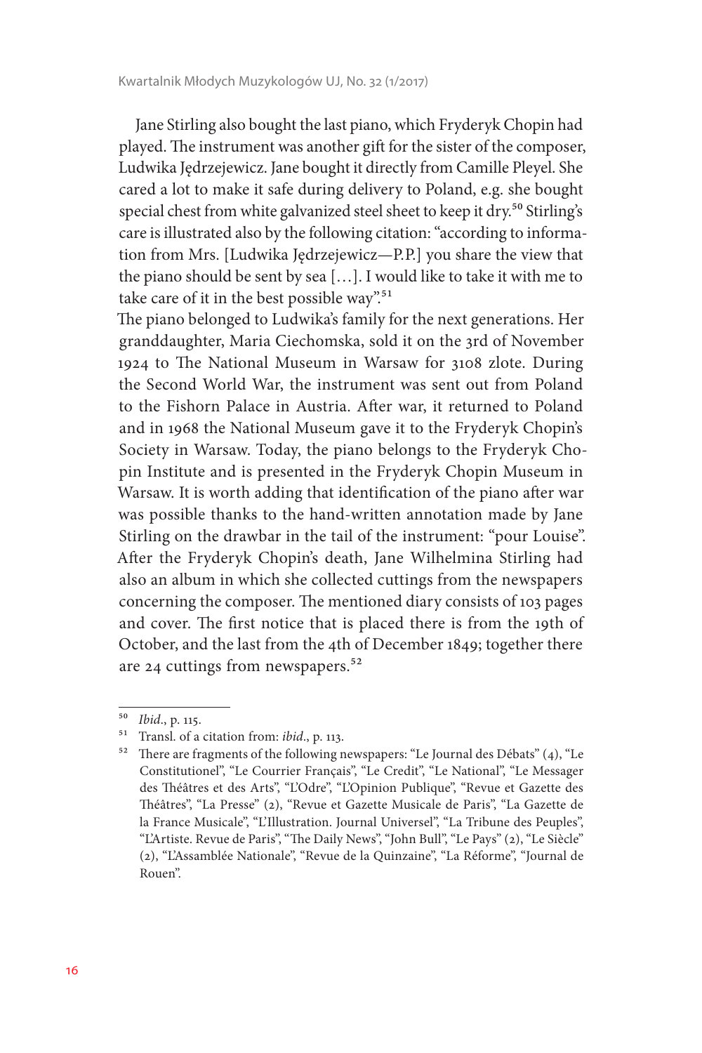Jane Stirling also bought the last piano, which Fryderyk Chopin had played. The instrument was another gift for the sister of the composer, Ludwika Jędrzejewicz. Jane bought it directly from Camille Pleyel. She cared a lot to make it safe during delivery to Poland, e.g. she bought special chest from white galvanized steel sheet to keep it dry.[50] Stirling's care is illustrated also by the following citation: "according to information from Mrs. [Ludwika Jędrzejewicz—P.P.] you share the view that the piano should be sent by sea […]. I would like to take it with me to take care of it in the best possible way".[51]

The piano belonged to Ludwika's family for the next generations. Her granddaughter, Maria Ciechomska, sold it on the 3rd of November 1924 to The National Museum in Warsaw for 3108 zlote. During the Second World War, the instrument was sent out from Poland to the Fishorn Palace in Austria. After war, it returned to Poland and in 1968 the National Museum gave it to the Fryderyk Chopin's Society in Warsaw. Today, the piano belongs to the Fryderyk Chopin Institute and is presented in the Fryderyk Chopin Museum in Warsaw. It is worth adding that identification of the piano after war was possible thanks to the hand-written annotation made by Jane Stirling on the drawbar in the tail of the instrument: "pour Louise".

After the Fryderyk Chopin's death, Jane Wilhelmina Stirling had also an album in which she collected cuttings from the newspapers concerning the composer. The mentioned diary consists of 103 pages and cover. The first notice that is placed there is from the 19th of October, and the last from the 4th of December 1849; together there are 24 cuttings from newspapers.[52]

---

[50] *Ibid*., p. 115.

[51] Transl. of a citation from: *ibid*., p. 113.

[52] There are fragments of the following newspapers: "Le Journal des Débats" (4), "Le Constitutionel", "Le Courrier Français", "Le Credit", "Le National", "Le Messager des Théâtres et des Arts", "L'Odre", "L'Opinion Publique", "Revue et Gazette des Théâtres", "La Presse" (2), "Revue et Gazette Musicale de Paris", "La Gazette de la France Musicale", "L'Illustration. Journal Universel", "La Tribune des Peuples", "L'Artiste. Revue de Paris", "The Daily News", "John Bull", "Le Pays" (2), "Le Siècle" (2), "L'Assamblée Nationale", "Revue de la Quinzaine", "La Réforme", "Journal de Rouen".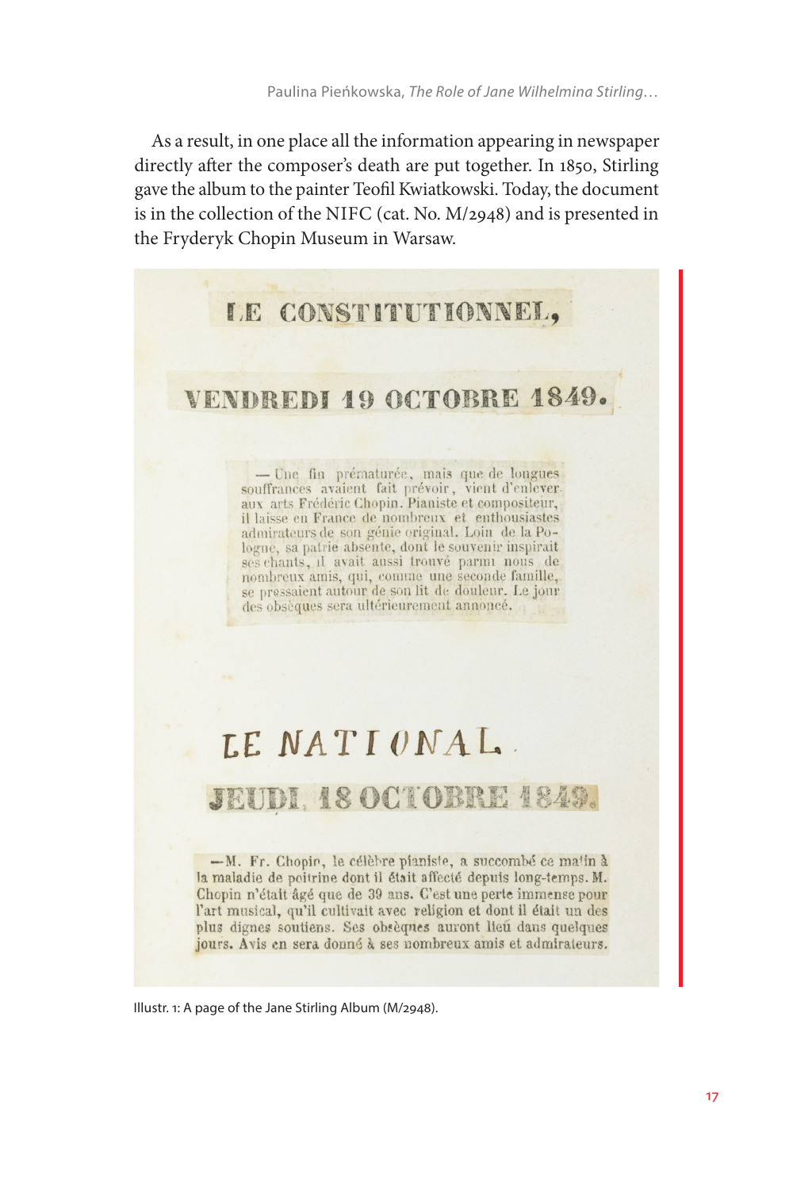As a result, in one place all the information appearing in newspaper directly after the composer's death are put together. In 1850, Stirling gave the album to the painter Teofil Kwiatkowski. Today, the document is in the collection of the NIFC (cat. No. M/2948) and is presented in the Fryderyk Chopin Museum in Warsaw.

LE CONSTITUTIONNEL,

VENDREDI 19 OCTOBRE 1849.

— Une fin prématurée, mais que de longues souffrances avaient fait prévoir, vient d'enlever aux arts Frédéric Chopin. Pianiste et compositeur, il laisse en France de nombreux et enthousiastes admirateurs de son génie original. Loin de la Pologne, sa patrie absente, dont le souvenir inspirait ses chants, il avait aussi trouvé parmi nous de nombreux amis, qui, comme une seconde famille, se pressaient autour de son lit de douleur. Le jour des obsèques sera ultérieurement annoncé.

LE NATIONAL.

JEUDI, 18 OCTOBRE 1849.

—M. Fr. Chopin, le célèbre pianiste, a succombé ce matin à la maladie de poitrine dont il était affecté depuis long-temps. M. Chopin n'était âgé que de 39 ans. C'est une perte immense pour l'art musical, qu'il cultivait avec religion et dont il était un des plus dignes soutiens. Ses obsèques auront lieu dans quelques jours. Avis en sera donné à ses nombreux amis et admirateurs.

Illustr. 1: A page of the Jane Stirling Album (M/2948).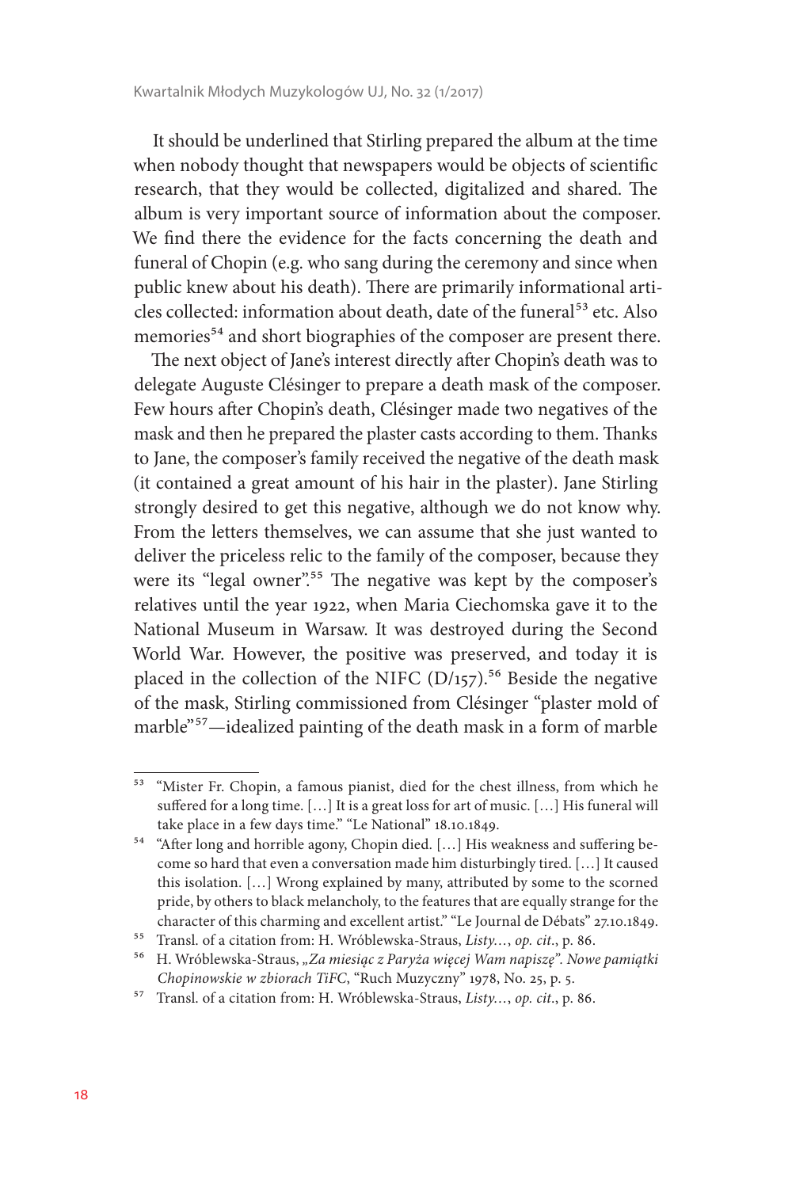It should be underlined that Stirling prepared the album at the time when nobody thought that newspapers would be objects of scientific research, that they would be collected, digitalized and shared. The album is very important source of information about the composer. We find there the evidence for the facts concerning the death and funeral of Chopin (e.g. who sang during the ceremony and since when public knew about his death). There are primarily informational articles collected: information about death, date of the funeral[53] etc. Also memories[54] and short biographies of the composer are present there.

The next object of Jane's interest directly after Chopin's death was to delegate Auguste Clésinger to prepare a death mask of the composer. Few hours after Chopin's death, Clésinger made two negatives of the mask and then he prepared the plaster casts according to them. Thanks to Jane, the composer's family received the negative of the death mask (it contained a great amount of his hair in the plaster). Jane Stirling strongly desired to get this negative, although we do not know why. From the letters themselves, we can assume that she just wanted to deliver the priceless relic to the family of the composer, because they were its "legal owner".[55] The negative was kept by the composer's relatives until the year 1922, when Maria Ciechomska gave it to the National Museum in Warsaw. It was destroyed during the Second World War. However, the positive was preserved, and today it is placed in the collection of the NIFC (D/157).[56] Beside the negative of the mask, Stirling commissioned from Clésinger "plaster mold of marble"[57]—idealized painting of the death mask in a form of marble

---

[53] "Mister Fr. Chopin, a famous pianist, died for the chest illness, from which he suffered for a long time. […] It is a great loss for art of music. […] His funeral will take place in a few days time." "Le National" 18.10.1849.

[54] "After long and horrible agony, Chopin died. […] His weakness and suffering become so hard that even a conversation made him disturbingly tired. […] It caused this isolation. […] Wrong explained by many, attributed by some to the scorned pride, by others to black melancholy, to the features that are equally strange for the character of this charming and excellent artist." "Le Journal de Débats" 27.10.1849.

[55] Transl. of a citation from: H. Wróblewska-Straus, *Listy…*, *op. cit.*, p. 86.

[56] H. Wróblewska-Straus, *„Za miesiąc z Paryża więcej Wam napiszę". Nowe pamiątki Chopinowskie w zbiorach TiFC*, "Ruch Muzyczny" 1978, No. 25, p. 5.

[57] Transl. of a citation from: H. Wróblewska-Straus, *Listy…*, *op. cit.*, p. 86.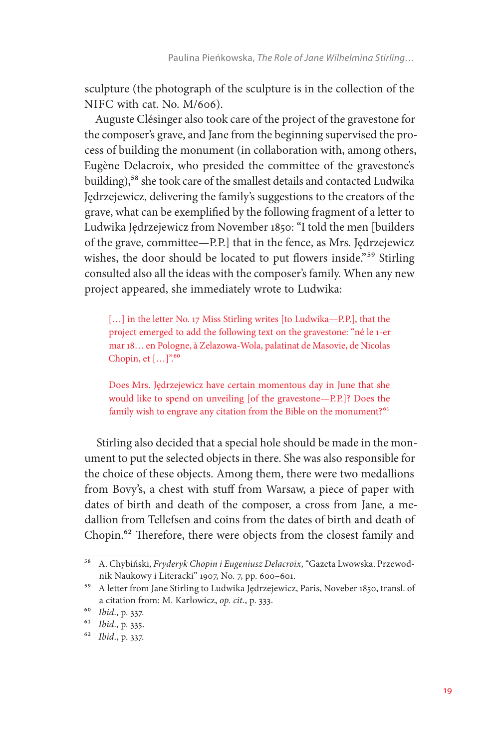sculpture (the photograph of the sculpture is in the collection of the NIFC with cat. No. M/606).

Auguste Clésinger also took care of the project of the gravestone for the composer's grave, and Jane from the beginning supervised the process of building the monument (in collaboration with, among others, Eugène Delacroix, who presided the committee of the gravestone's building),[58] she took care of the smallest details and contacted Ludwika Jędrzejewicz, delivering the family's suggestions to the creators of the grave, what can be exemplified by the following fragment of a letter to Ludwika Jędrzejewicz from November 1850: "I told the men [builders of the grave, committee—P.P.] that in the fence, as Mrs. Jędrzejewicz wishes, the door should be located to put flowers inside."[59] Stirling consulted also all the ideas with the composer's family. When any new project appeared, she immediately wrote to Ludwika:

> […] in the letter No. 17 Miss Stirling writes [to Ludwika—P.P.], that the project emerged to add the following text on the gravestone: "né le 1-er mar 18… en Pologne, à Zelazowa-Wola, palatinat de Masovie, de Nicolas Chopin, et […]".[60]

> Does Mrs. Jędrzejewicz have certain momentous day in June that she would like to spend on unveiling [of the gravestone—P.P.]? Does the family wish to engrave any citation from the Bible on the monument?[61]

Stirling also decided that a special hole should be made in the monument to put the selected objects in there. She was also responsible for the choice of these objects. Among them, there were two medallions from Bovy's, a chest with stuff from Warsaw, a piece of paper with dates of birth and death of the composer, a cross from Jane, a medallion from Tellefsen and coins from the dates of birth and death of Chopin.[62] Therefore, there were objects from the closest family and

---

[58] A. Chybiński, *Fryderyk Chopin i Eugeniusz Delacroix*, "Gazeta Lwowska. Przewodnik Naukowy i Literacki" 1907, No. 7, pp. 600–601.

[59] A letter from Jane Stirling to Ludwika Jędrzejewicz, Paris, Noveber 1850, transl. of a citation from: M. Karłowicz, *op. cit*., p. 333.

[60] *Ibid*., p. 337.

[61] *Ibid*., p. 335.

[62] *Ibid*., p. 337.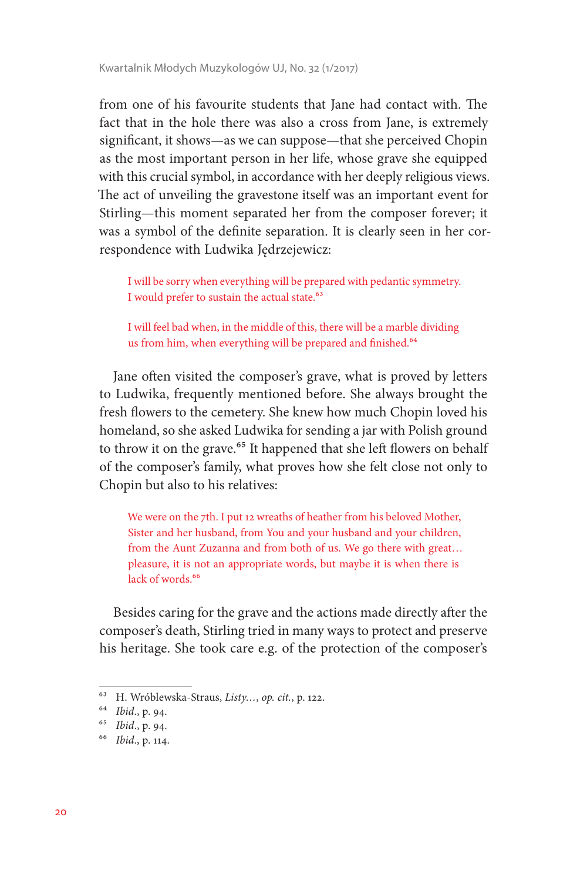from one of his favourite students that Jane had contact with. The fact that in the hole there was also a cross from Jane, is extremely significant, it shows—as we can suppose—that she perceived Chopin as the most important person in her life, whose grave she equipped with this crucial symbol, in accordance with her deeply religious views. The act of unveiling the gravestone itself was an important event for Stirling—this moment separated her from the composer forever; it was a symbol of the definite separation. It is clearly seen in her correspondence with Ludwika Jędrzejewicz:

> I will be sorry when everything will be prepared with pedantic symmetry. I would prefer to sustain the actual state.[63]

> I will feel bad when, in the middle of this, there will be a marble dividing us from him, when everything will be prepared and finished.[64]

Jane often visited the composer's grave, what is proved by letters to Ludwika, frequently mentioned before. She always brought the fresh flowers to the cemetery. She knew how much Chopin loved his homeland, so she asked Ludwika for sending a jar with Polish ground to throw it on the grave.[65] It happened that she left flowers on behalf of the composer's family, what proves how she felt close not only to Chopin but also to his relatives:

> We were on the 7th. I put 12 wreaths of heather from his beloved Mother, Sister and her husband, from You and your husband and your children, from the Aunt Zuzanna and from both of us. We go there with great… pleasure, it is not an appropriate words, but maybe it is when there is lack of words.[66]

Besides caring for the grave and the actions made directly after the composer's death, Stirling tried in many ways to protect and preserve his heritage. She took care e.g. of the protection of the composer's

---

[63] H. Wróblewska-Straus, *Listy…*, *op. cit.*, p. 122.

[64] *Ibid.*, p. 94.

[65] *Ibid.*, p. 94.

[66] *Ibid.*, p. 114.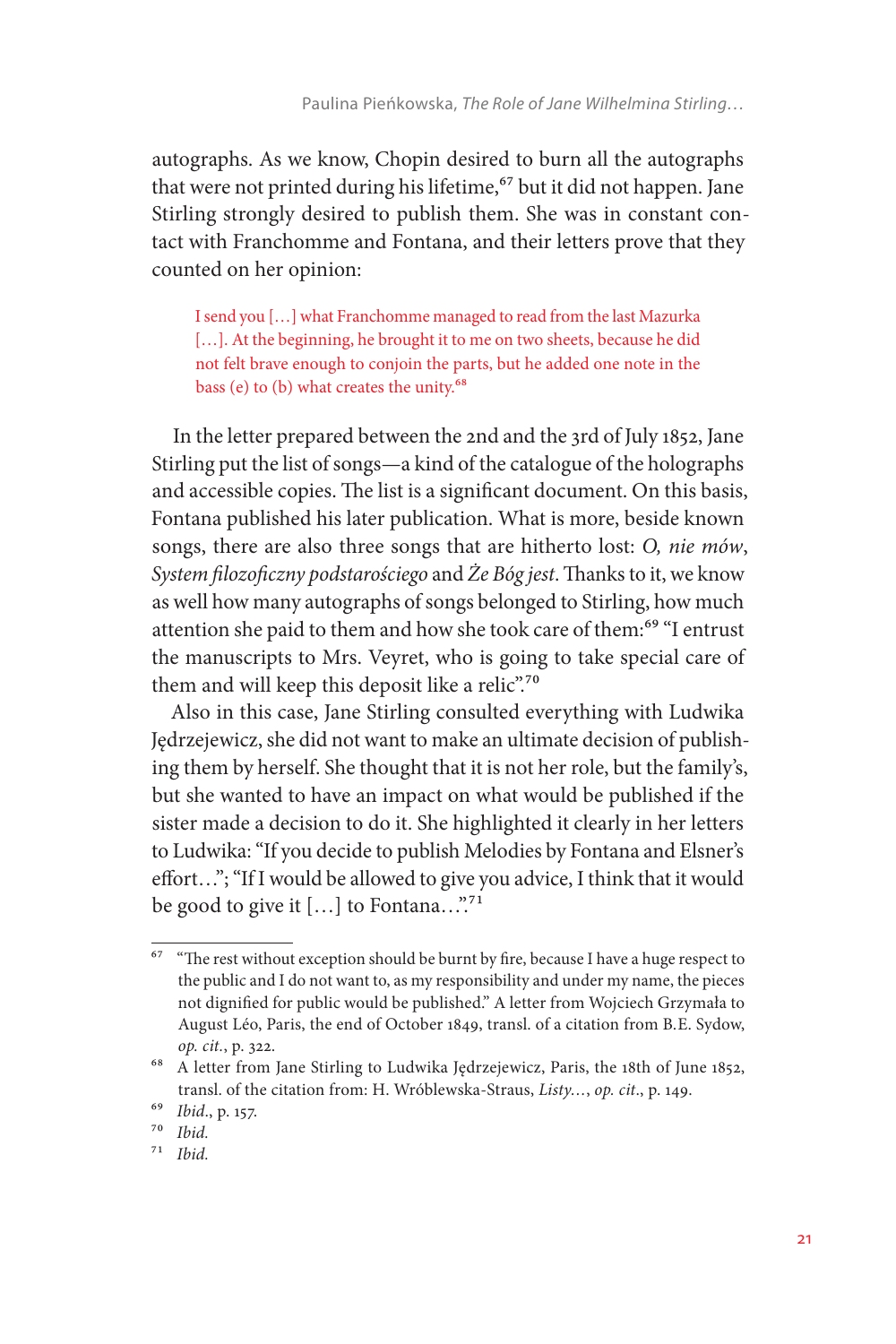autographs. As we know, Chopin desired to burn all the autographs that were not printed during his lifetime,[67] but it did not happen. Jane Stirling strongly desired to publish them. She was in constant contact with Franchomme and Fontana, and their letters prove that they counted on her opinion:

> I send you […] what Franchomme managed to read from the last Mazurka […]. At the beginning, he brought it to me on two sheets, because he did not felt brave enough to conjoin the parts, but he added one note in the bass (e) to (b) what creates the unity.[68]

In the letter prepared between the 2nd and the 3rd of July 1852, Jane Stirling put the list of songs—a kind of the catalogue of the holographs and accessible copies. The list is a significant document. On this basis, Fontana published his later publication. What is more, beside known songs, there are also three songs that are hitherto lost: *O, nie mów*, *System filozoficzny podstarościego* and *Że Bóg jest*. Thanks to it, we know as well how many autographs of songs belonged to Stirling, how much attention she paid to them and how she took care of them:[69] "I entrust the manuscripts to Mrs. Veyret, who is going to take special care of them and will keep this deposit like a relic".[70]

Also in this case, Jane Stirling consulted everything with Ludwika Jędrzejewicz, she did not want to make an ultimate decision of publishing them by herself. She thought that it is not her role, but the family's, but she wanted to have an impact on what would be published if the sister made a decision to do it. She highlighted it clearly in her letters to Ludwika: "If you decide to publish Melodies by Fontana and Elsner's effort…"; "If I would be allowed to give you advice, I think that it would be good to give it […] to Fontana…".[71]

---

[67] "The rest without exception should be burnt by fire, because I have a huge respect to the public and I do not want to, as my responsibility and under my name, the pieces not dignified for public would be published." A letter from Wojciech Grzymała to August Léo, Paris, the end of October 1849, transl. of a citation from B.E. Sydow, *op. cit.*, p. 322.

[68] A letter from Jane Stirling to Ludwika Jędrzejewicz, Paris, the 18th of June 1852, transl. of the citation from: H. Wróblewska-Straus, *Listy…*, *op. cit.*, p. 149.

[69] *Ibid.*, p. 157.

[70] *Ibid.*

[71] *Ibid.*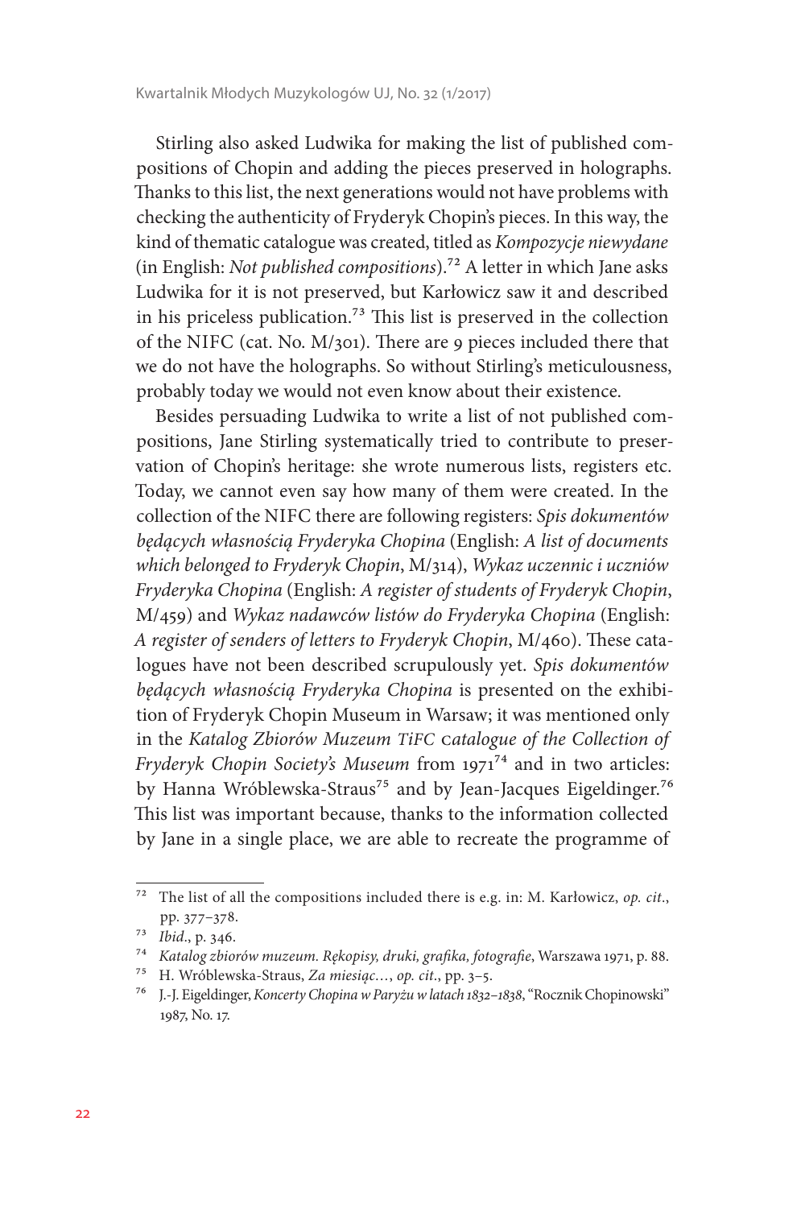Stirling also asked Ludwika for making the list of published compositions of Chopin and adding the pieces preserved in holographs. Thanks to this list, the next generations would not have problems with checking the authenticity of Fryderyk Chopin's pieces. In this way, the kind of thematic catalogue was created, titled as *Kompozycje niewydane* (in English: *Not published compositions*).[72] A letter in which Jane asks Ludwika for it is not preserved, but Karłowicz saw it and described in his priceless publication.[73] This list is preserved in the collection of the NIFC (cat. No. M/301). There are 9 pieces included there that we do not have the holographs. So without Stirling's meticulousness, probably today we would not even know about their existence.

Besides persuading Ludwika to write a list of not published compositions, Jane Stirling systematically tried to contribute to preservation of Chopin's heritage: she wrote numerous lists, registers etc. Today, we cannot even say how many of them were created. In the collection of the NIFC there are following registers: *Spis dokumentów będących własnością Fryderyka Chopina* (English: *A list of documents which belonged to Fryderyk Chopin*, M/314), *Wykaz uczennic i uczniów Fryderyka Chopina* (English: *A register of students of Fryderyk Chopin*, M/459) and *Wykaz nadawców listów do Fryderyka Chopina* (English: *A register of senders of letters to Fryderyk Chopin*, M/460). These catalogues have not been described scrupulously yet. *Spis dokumentów będących własnością Fryderyka Chopina* is presented on the exhibition of Fryderyk Chopin Museum in Warsaw; it was mentioned only in the *Katalog Zbiorów Muzeum TiFC* c*atalogue of the Collection of Fryderyk Chopin Society's Museum* from 1971[74] and in two articles: by Hanna Wróblewska-Straus[75] and by Jean-Jacques Eigeldinger.[76] This list was important because, thanks to the information collected by Jane in a single place, we are able to recreate the programme of

---

[72] The list of all the compositions included there is e.g. in: M. Karłowicz, *op. cit*., pp. 377–378.

[73] *Ibid*., p. 346.

[74] *Katalog zbiorów muzeum. Rękopisy, druki, grafika, fotografie*, Warszawa 1971, p. 88.

[75] H. Wróblewska-Straus, *Za miesiąc…*, *op. cit*., pp. 3–5.

[76] J.-J. Eigeldinger, *Koncerty Chopina w Paryżu w latach 1832–1838*, "Rocznik Chopinowski" 1987, No. 17.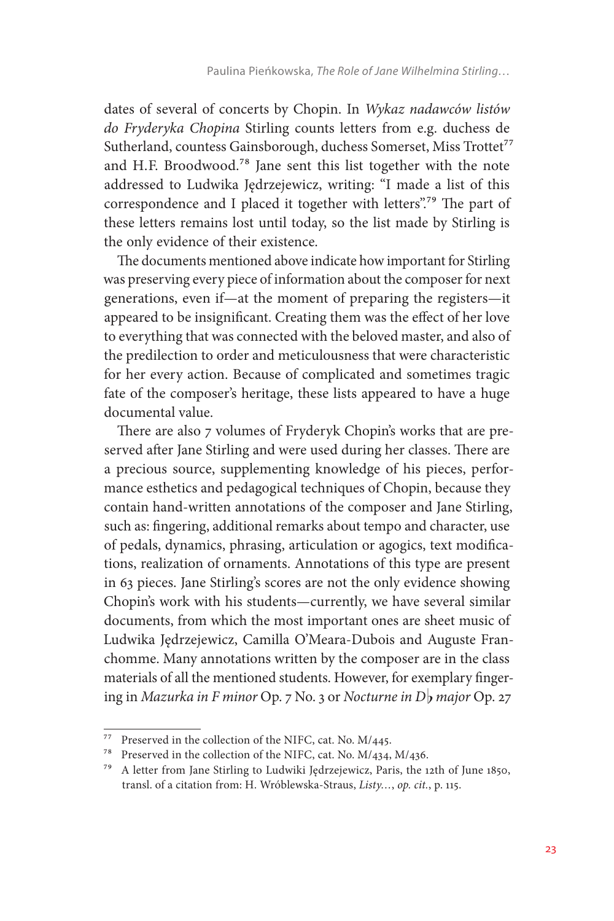dates of several of concerts by Chopin. In *Wykaz nadawców listów do Fryderyka Chopina* Stirling counts letters from e.g. duchess de Sutherland, countess Gainsborough, duchess Somerset, Miss Trottet[77] and H.F. Broodwood.[78] Jane sent this list together with the note addressed to Ludwika Jędrzejewicz, writing: "I made a list of this correspondence and I placed it together with letters".[79] The part of these letters remains lost until today, so the list made by Stirling is the only evidence of their existence.

The documents mentioned above indicate how important for Stirling was preserving every piece of information about the composer for next generations, even if—at the moment of preparing the registers—it appeared to be insignificant. Creating them was the effect of her love to everything that was connected with the beloved master, and also of the predilection to order and meticulousness that were characteristic for her every action. Because of complicated and sometimes tragic fate of the composer's heritage, these lists appeared to have a huge documental value.

There are also 7 volumes of Fryderyk Chopin's works that are preserved after Jane Stirling and were used during her classes. There are a precious source, supplementing knowledge of his pieces, performance esthetics and pedagogical techniques of Chopin, because they contain hand-written annotations of the composer and Jane Stirling, such as: fingering, additional remarks about tempo and character, use of pedals, dynamics, phrasing, articulation or agogics, text modifications, realization of ornaments. Annotations of this type are present in 63 pieces. Jane Stirling's scores are not the only evidence showing Chopin's work with his students—currently, we have several similar documents, from which the most important ones are sheet music of Ludwika Jędrzejewicz, Camilla O'Meara-Dubois and Auguste Franchomme. Many annotations written by the composer are in the class materials of all the mentioned students. However, for exemplary fingering in *Mazurka in F minor* Op. 7 No. 3 or *Nocturne in D♭ major* Op. 27

---

[77] Preserved in the collection of the NIFC, cat. No. M/445.

[78] Preserved in the collection of the NIFC, cat. No. M/434, M/436.

[79] A letter from Jane Stirling to Ludwiki Jędrzejewicz, Paris, the 12th of June 1850, transl. of a citation from: H. Wróblewska-Straus, *Listy…*, *op. cit.*, p. 115.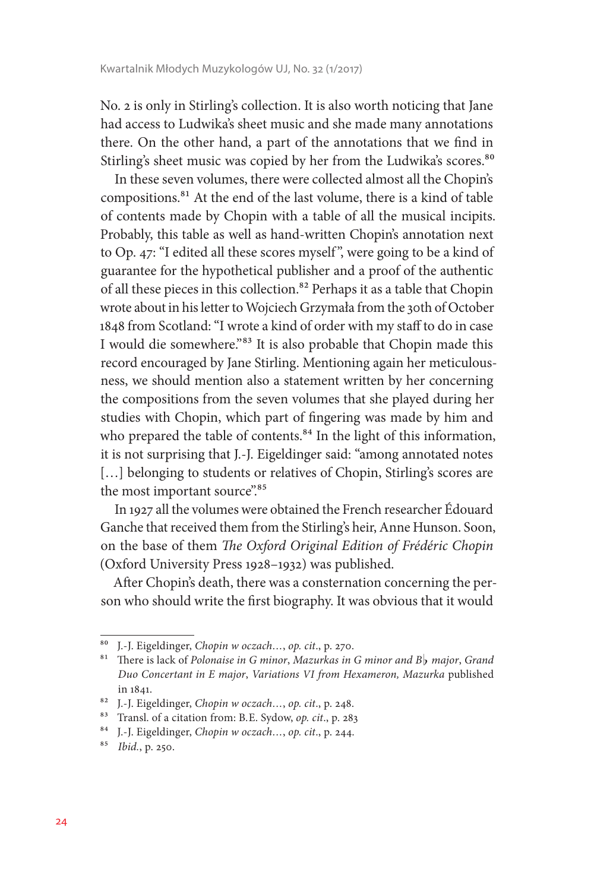No. 2 is only in Stirling's collection. It is also worth noticing that Jane had access to Ludwika's sheet music and she made many annotations there. On the other hand, a part of the annotations that we find in Stirling's sheet music was copied by her from the Ludwika's scores.[80]

In these seven volumes, there were collected almost all the Chopin's compositions.[81] At the end of the last volume, there is a kind of table of contents made by Chopin with a table of all the musical incipits. Probably, this table as well as hand-written Chopin's annotation next to Op. 47: "I edited all these scores myself", were going to be a kind of guarantee for the hypothetical publisher and a proof of the authentic of all these pieces in this collection.[82] Perhaps it as a table that Chopin wrote about in his letter to Wojciech Grzymała from the 30th of October 1848 from Scotland: "I wrote a kind of order with my staff to do in case I would die somewhere."[83] It is also probable that Chopin made this record encouraged by Jane Stirling. Mentioning again her meticulousness, we should mention also a statement written by her concerning the compositions from the seven volumes that she played during her studies with Chopin, which part of fingering was made by him and who prepared the table of contents.[84] In the light of this information, it is not surprising that J.-J. Eigeldinger said: "among annotated notes […] belonging to students or relatives of Chopin, Stirling's scores are the most important source".[85]

In 1927 all the volumes were obtained the French researcher Édouard Ganche that received them from the Stirling's heir, Anne Hunson. Soon, on the base of them *The Oxford Original Edition of Frédéric Chopin* (Oxford University Press 1928–1932) was published.

After Chopin's death, there was a consternation concerning the person who should write the first biography. It was obvious that it would

---

[80] J.-J. Eigeldinger, *Chopin w oczach…*, *op. cit*., p. 270.

[81] There is lack of *Polonaise in G minor*, *Mazurkas in G minor and B♭ major*, *Grand Duo Concertant in E major*, *Variations VI from Hexameron, Mazurka* published in 1841.

[82] J.-J. Eigeldinger, *Chopin w oczach…*, *op. cit*., p. 248.

[83] Transl. of a citation from: B.E. Sydow, *op. cit*., p. 283

[84] J.-J. Eigeldinger, *Chopin w oczach…*, *op. cit*., p. 244.

[85] *Ibid.*, p. 250.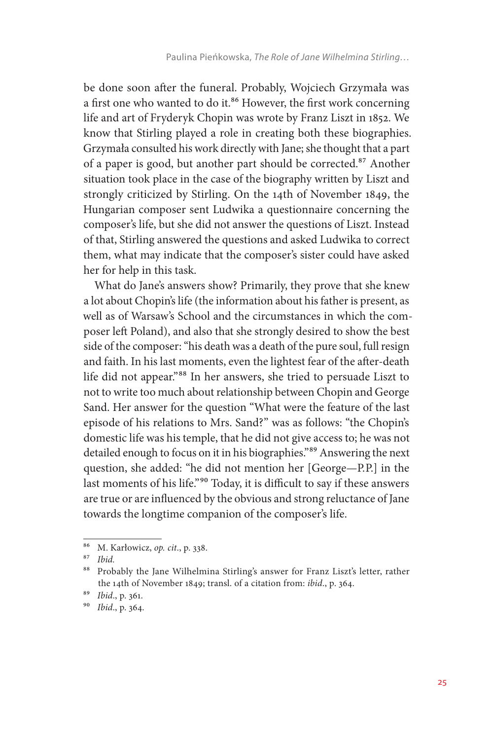be done soon after the funeral. Probably, Wojciech Grzymała was a first one who wanted to do it.[86] However, the first work concerning life and art of Fryderyk Chopin was wrote by Franz Liszt in 1852. We know that Stirling played a role in creating both these biographies. Grzymała consulted his work directly with Jane; she thought that a part of a paper is good, but another part should be corrected.[87] Another situation took place in the case of the biography written by Liszt and strongly criticized by Stirling. On the 14th of November 1849, the Hungarian composer sent Ludwika a questionnaire concerning the composer's life, but she did not answer the questions of Liszt. Instead of that, Stirling answered the questions and asked Ludwika to correct them, what may indicate that the composer's sister could have asked her for help in this task.

What do Jane's answers show? Primarily, they prove that she knew a lot about Chopin's life (the information about his father is present, as well as of Warsaw's School and the circumstances in which the composer left Poland), and also that she strongly desired to show the best side of the composer: "his death was a death of the pure soul, full resign and faith. In his last moments, even the lightest fear of the after-death life did not appear."[88] In her answers, she tried to persuade Liszt to not to write too much about relationship between Chopin and George Sand. Her answer for the question "What were the feature of the last episode of his relations to Mrs. Sand?" was as follows: "the Chopin's domestic life was his temple, that he did not give access to; he was not detailed enough to focus on it in his biographies."[89] Answering the next question, she added: "he did not mention her [George—P.P.] in the last moments of his life."[90] Today, it is difficult to say if these answers are true or are influenced by the obvious and strong reluctance of Jane towards the longtime companion of the composer's life.

---

[86] M. Karłowicz, *op. cit*., p. 338.

[87] *Ibid.*

[88] Probably the Jane Wilhelmina Stirling's answer for Franz Liszt's letter, rather the 14th of November 1849; transl. of a citation from: *ibid*., p. 364.

[89] *Ibid*., p. 361.

[90] *Ibid*., p. 364.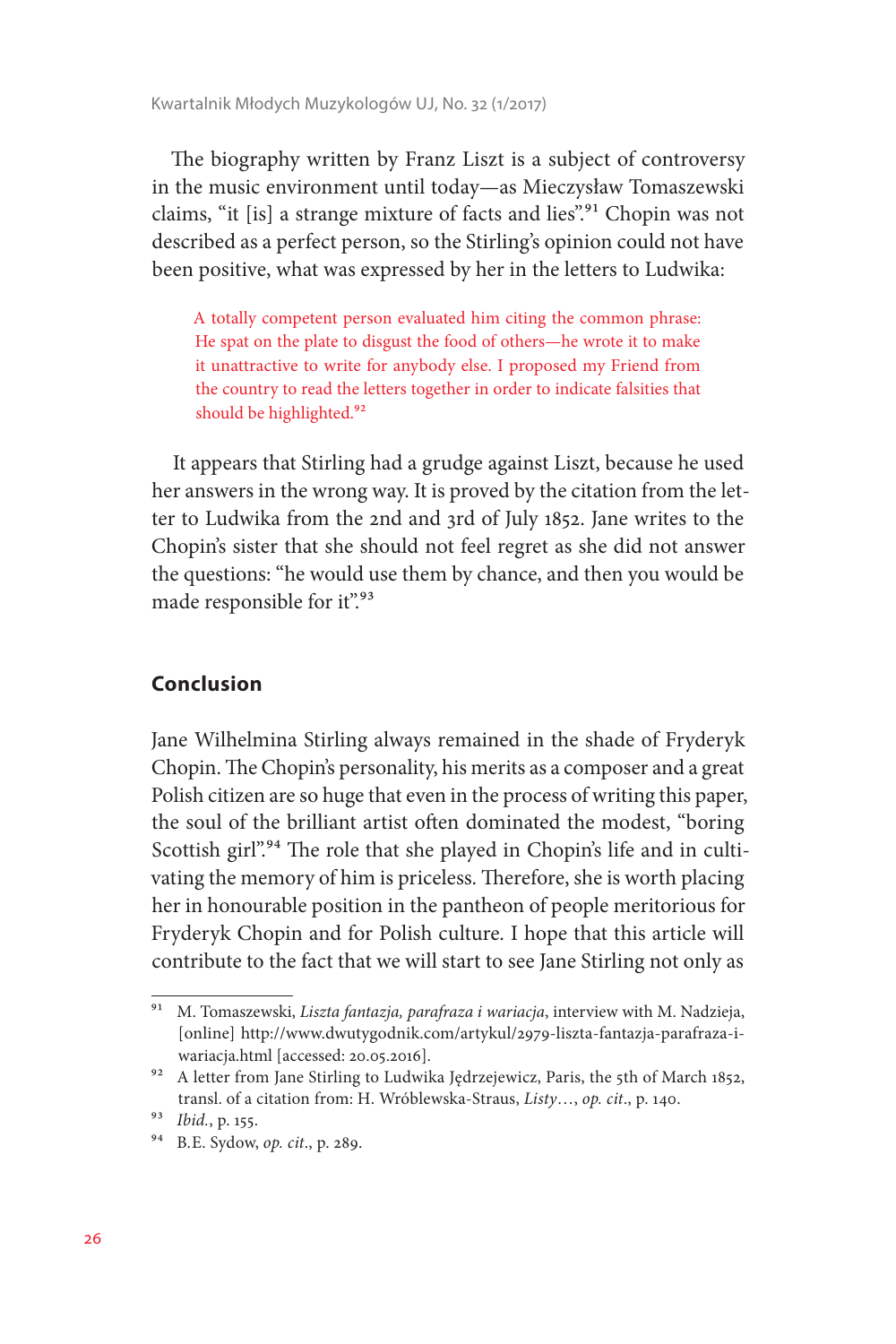The biography written by Franz Liszt is a subject of controversy in the music environment until today—as Mieczysław Tomaszewski claims, "it [is] a strange mixture of facts and lies".[91] Chopin was not described as a perfect person, so the Stirling's opinion could not have been positive, what was expressed by her in the letters to Ludwika:

> A totally competent person evaluated him citing the common phrase: He spat on the plate to disgust the food of others—he wrote it to make it unattractive to write for anybody else. I proposed my Friend from the country to read the letters together in order to indicate falsities that should be highlighted.[92]

It appears that Stirling had a grudge against Liszt, because he used her answers in the wrong way. It is proved by the citation from the letter to Ludwika from the 2nd and 3rd of July 1852. Jane writes to the Chopin's sister that she should not feel regret as she did not answer the questions: "he would use them by chance, and then you would be made responsible for it".[93]

## Conclusion

Jane Wilhelmina Stirling always remained in the shade of Fryderyk Chopin. The Chopin's personality, his merits as a composer and a great Polish citizen are so huge that even in the process of writing this paper, the soul of the brilliant artist often dominated the modest, "boring Scottish girl".[94] The role that she played in Chopin's life and in cultivating the memory of him is priceless. Therefore, she is worth placing her in honourable position in the pantheon of people meritorious for Fryderyk Chopin and for Polish culture. I hope that this article will contribute to the fact that we will start to see Jane Stirling not only as

---

[91] M. Tomaszewski, *Liszta fantazja, parafraza i wariacja*, interview with M. Nadzieja, [online] http://www.dwutygodnik.com/artykul/2979-liszta-fantazja-parafraza-i-wariacja.html [accessed: 20.05.2016].

[92] A letter from Jane Stirling to Ludwika Jędrzejewicz, Paris, the 5th of March 1852, transl. of a citation from: H. Wróblewska-Straus, *Listy*…, *op. cit*., p. 140.

[93] *Ibid.*, p. 155.

[94] B.E. Sydow, *op. cit*., p. 289.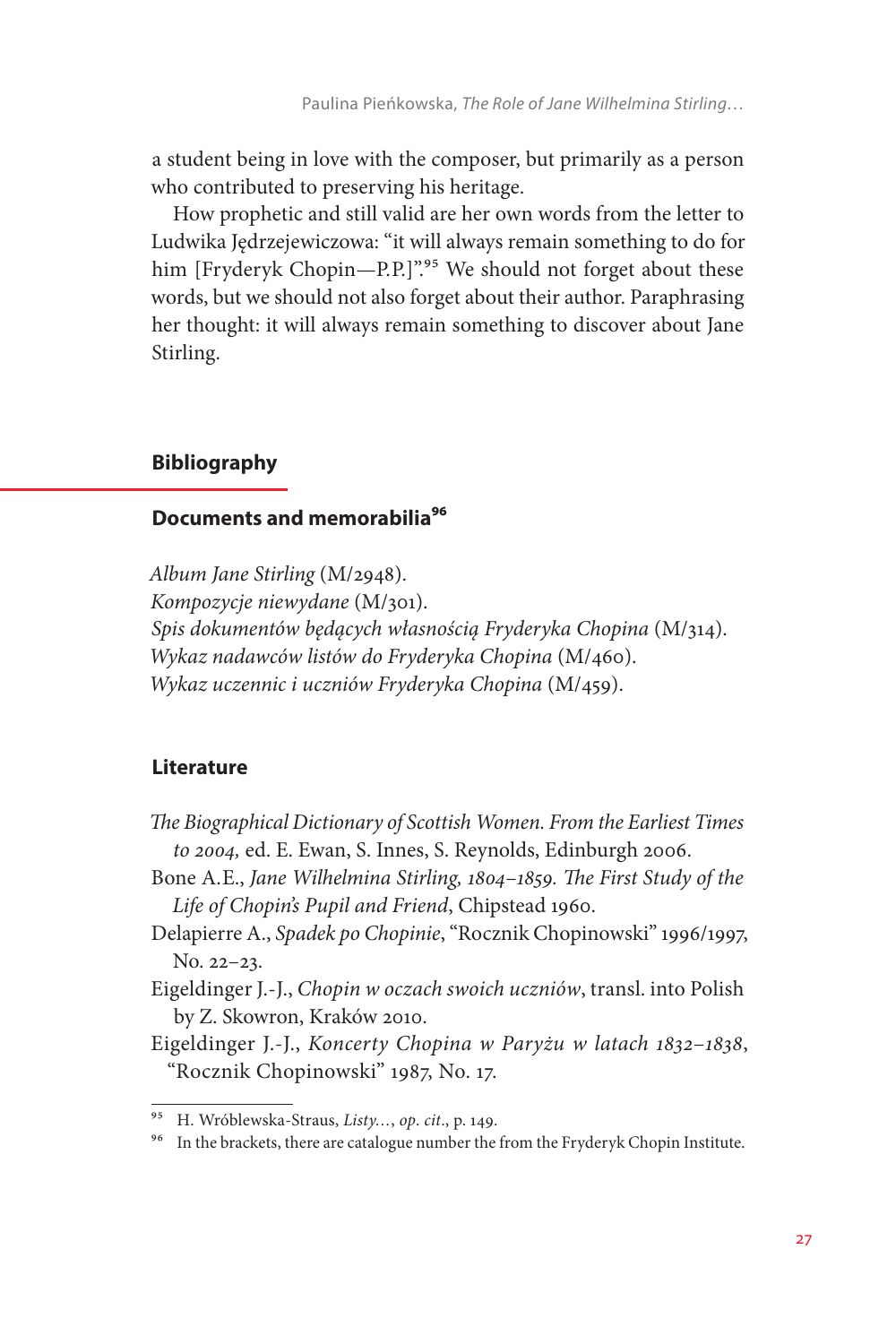a student being in love with the composer, but primarily as a person who contributed to preserving his heritage.

How prophetic and still valid are her own words from the letter to Ludwika Jędrzejewiczowa: "it will always remain something to do for him [Fryderyk Chopin—P.P.]".[95] We should not forget about these words, but we should not also forget about their author. Paraphrasing her thought: it will always remain something to discover about Jane Stirling.

## Bibliography

### Documents and memorabilia[96]

*Album Jane Stirling* (M/2948).
*Kompozycje niewydane* (M/301).
*Spis dokumentów będących własnością Fryderyka Chopina* (M/314).
*Wykaz nadawców listów do Fryderyka Chopina* (M/460).
*Wykaz uczennic i uczniów Fryderyka Chopina* (M/459).

### Literature

*The Biographical Dictionary of Scottish Women. From the Earliest Times to 2004,* ed. E. Ewan, S. Innes, S. Reynolds, Edinburgh 2006.

Bone A.E., *Jane Wilhelmina Stirling, 1804–1859. The First Study of the Life of Chopin's Pupil and Friend*, Chipstead 1960.

Delapierre A., *Spadek po Chopinie*, "Rocznik Chopinowski" 1996/1997, No. 22–23.

Eigeldinger J.-J., *Chopin w oczach swoich uczniów*, transl. into Polish by Z. Skowron, Kraków 2010.

Eigeldinger J.-J., *Koncerty Chopina w Paryżu w latach 1832–1838*, "Rocznik Chopinowski" 1987, No. 17.

---

[95] H. Wróblewska-Straus, *Listy…*, *op. cit*., p. 149.

[96] In the brackets, there are catalogue number the from the Fryderyk Chopin Institute.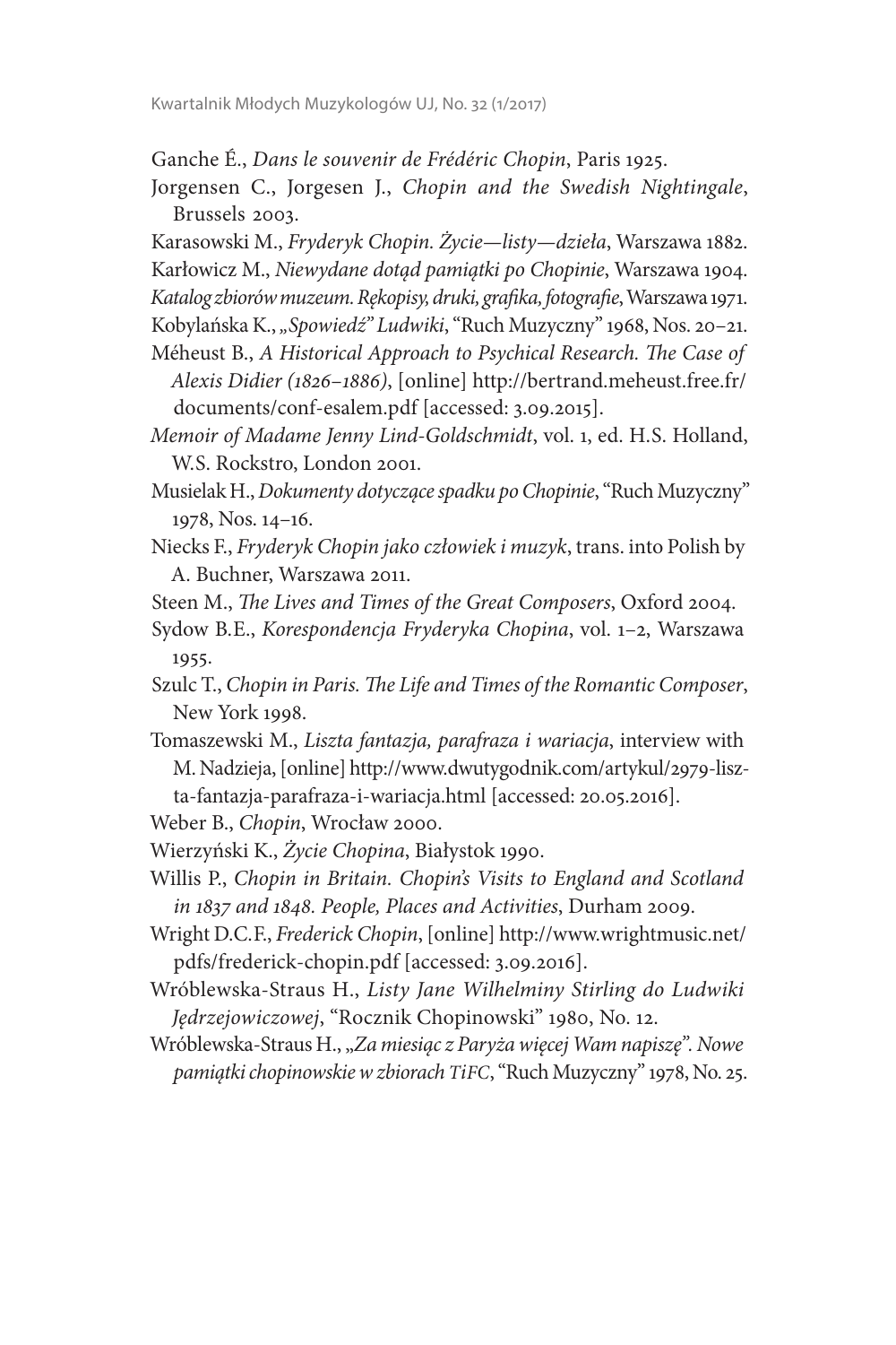Ganche É., *Dans le souvenir de Frédéric Chopin*, Paris 1925.

Jorgensen C., Jorgesen J., *Chopin and the Swedish Nightingale*, Brussels 2003.

Karasowski M., *Fryderyk Chopin. Życie—listy—dzieła*, Warszawa 1882.

Karłowicz M., *Niewydane dotąd pamiątki po Chopinie*, Warszawa 1904.

*Katalog zbiorów muzeum. Rękopisy, druki, grafika, fotografie*, Warszawa 1971.

Kobylańska K., *„Spowiedź" Ludwiki*, "Ruch Muzyczny" 1968, Nos. 20–21.

Méheust B., *A Historical Approach to Psychical Research. The Case of Alexis Didier (1826–1886)*, [online] http://bertrand.meheust.free.fr/documents/conf-esalem.pdf [accessed: 3.09.2015].

*Memoir of Madame Jenny Lind-Goldschmidt*, vol. 1, ed. H.S. Holland, W.S. Rockstro, London 2001.

Musielak H., *Dokumenty dotyczące spadku po Chopinie*, "Ruch Muzyczny" 1978, Nos. 14–16.

Niecks F., *Fryderyk Chopin jako człowiek i muzyk*, trans. into Polish by A. Buchner, Warszawa 2011.

Steen M., *The Lives and Times of the Great Composers*, Oxford 2004.

Sydow B.E., *Korespondencja Fryderyka Chopina*, vol. 1–2, Warszawa 1955.

Szulc T., *Chopin in Paris. The Life and Times of the Romantic Composer*, New York 1998.

Tomaszewski M., *Liszta fantazja, parafraza i wariacja*, interview with M. Nadzieja, [online] http://www.dwutygodnik.com/artykul/2979-liszta-fantazja-parafraza-i-wariacja.html [accessed: 20.05.2016].

Weber B., *Chopin*, Wrocław 2000.

Wierzyński K., *Życie Chopina*, Białystok 1990.

Willis P., *Chopin in Britain. Chopin's Visits to England and Scotland in 1837 and 1848. People, Places and Activities*, Durham 2009.

Wright D.C.F., *Frederick Chopin*, [online] http://www.wrightmusic.net/pdfs/frederick-chopin.pdf [accessed: 3.09.2016].

Wróblewska-Straus H., *Listy Jane Wilhelminy Stirling do Ludwiki Jędrzejowiczowej*, "Rocznik Chopinowski" 1980, No. 12.

Wróblewska-Straus H., *„Za miesiąc z Paryża więcej Wam napiszę". Nowe pamiątki chopinowskie w zbiorach TiFC*, "Ruch Muzyczny" 1978, No. 25.